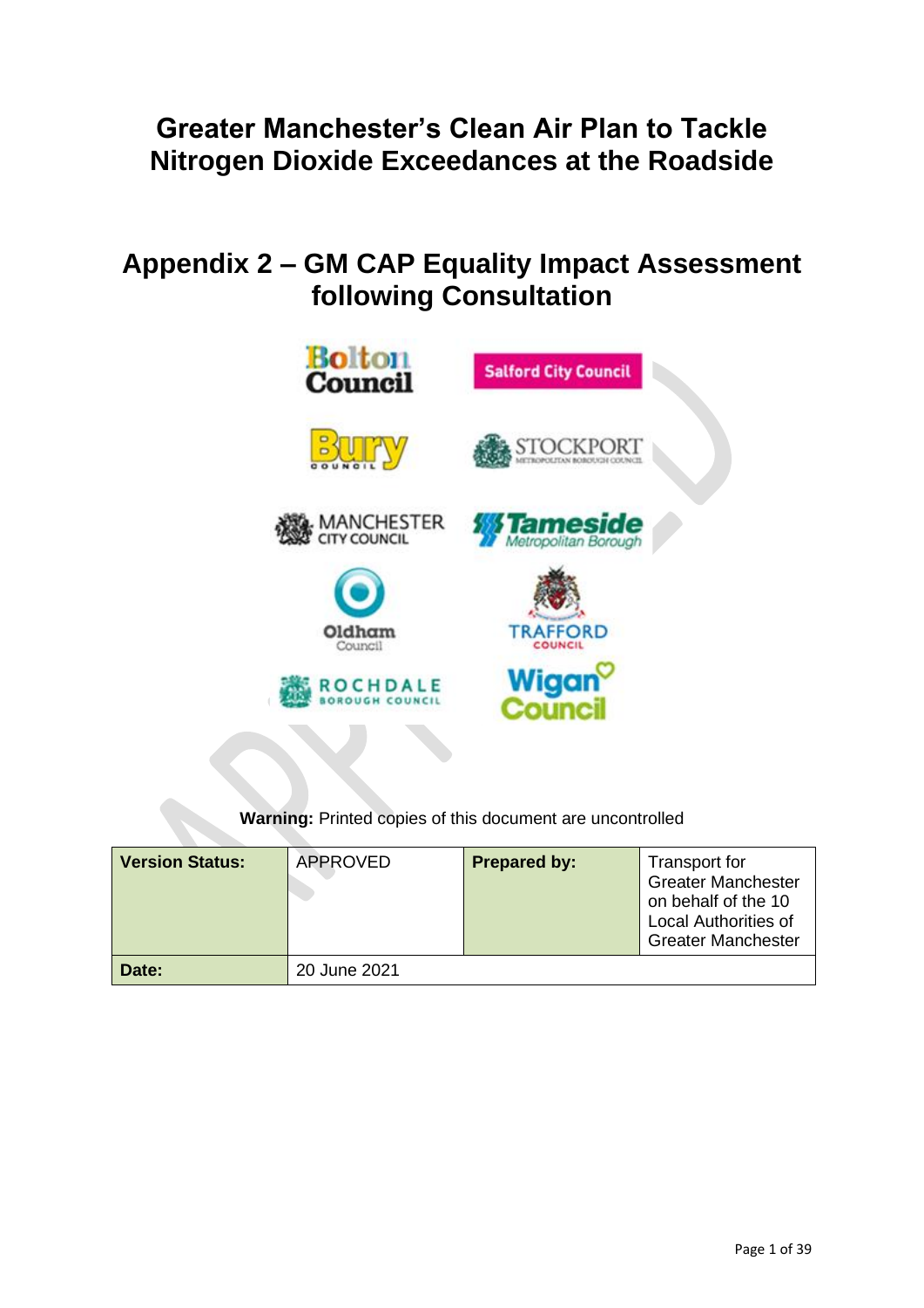# Greater Manchester's Clean Air Plan to Tackle Nitrogen Dioxide Exceedances at the Roadside

## Appendix 2 – GM CAP Equality Impact Assessment following Consultation

**Warning:** Printed copies of this document are uncontrolled

| **Version Status:** | APPROVED | **Prepared by:** | Transport for Greater Manchester on behalf of the 10 Local Authorities of Greater Manchester |
|---|---|---|---|
| **Date:** | 20 June 2021 | | |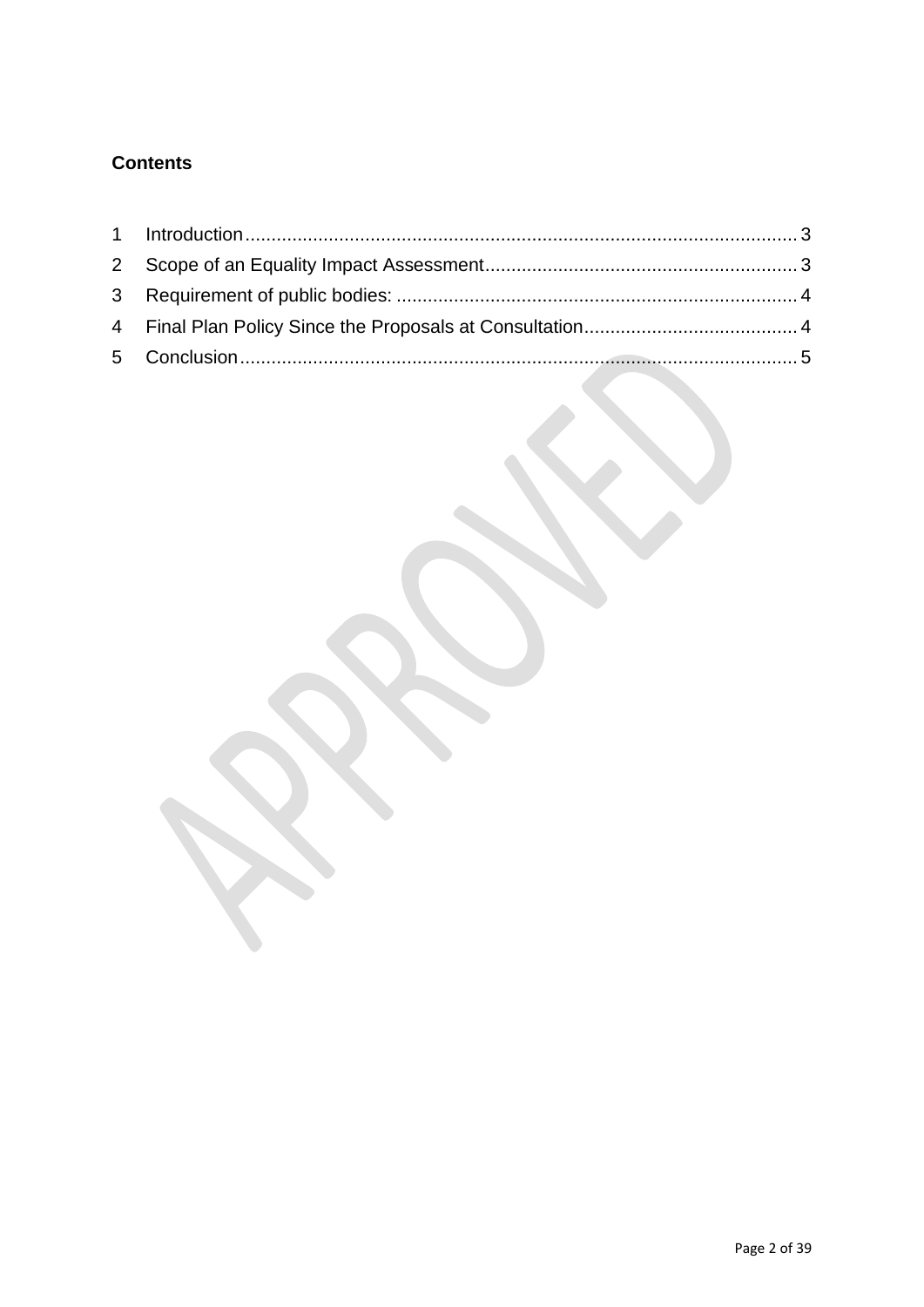**Contents**

1 Introduction........................................................................................................ 3
2 Scope of an Equality Impact Assessment........................................................... 3
3 Requirement of public bodies: ............................................................................ 4
4 Final Plan Policy Since the Proposals at Consultation........................................ 4
5 Conclusion.......................................................................................................... 5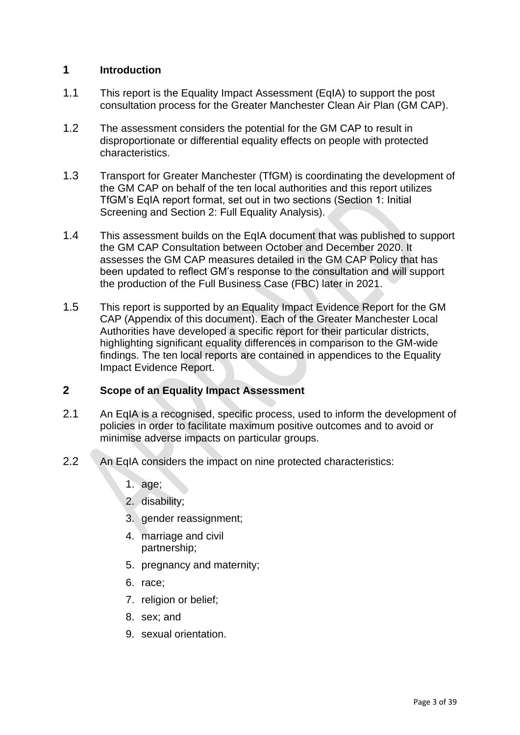## 1 Introduction

1.1 This report is the Equality Impact Assessment (EqIA) to support the post consultation process for the Greater Manchester Clean Air Plan (GM CAP).

1.2 The assessment considers the potential for the GM CAP to result in disproportionate or differential equality effects on people with protected characteristics.

1.3 Transport for Greater Manchester (TfGM) is coordinating the development of the GM CAP on behalf of the ten local authorities and this report utilizes TfGM's EqIA report format, set out in two sections (Section 1: Initial Screening and Section 2: Full Equality Analysis).

1.4 This assessment builds on the EqIA document that was published to support the GM CAP Consultation between October and December 2020. It assesses the GM CAP measures detailed in the GM CAP Policy that has been updated to reflect GM's response to the consultation and will support the production of the Full Business Case (FBC) later in 2021.

1.5 This report is supported by an Equality Impact Evidence Report for the GM CAP (Appendix of this document). Each of the Greater Manchester Local Authorities have developed a specific report for their particular districts, highlighting significant equality differences in comparison to the GM-wide findings. The ten local reports are contained in appendices to the Equality Impact Evidence Report.

## 2 Scope of an Equality Impact Assessment

2.1 An EqIA is a recognised, specific process, used to inform the development of policies in order to facilitate maximum positive outcomes and to avoid or minimise adverse impacts on particular groups.

2.2 An EqIA considers the impact on nine protected characteristics:

1. age;
2. disability;
3. gender reassignment;
4. marriage and civil partnership;
5. pregnancy and maternity;
6. race;
7. religion or belief;
8. sex; and
9. sexual orientation.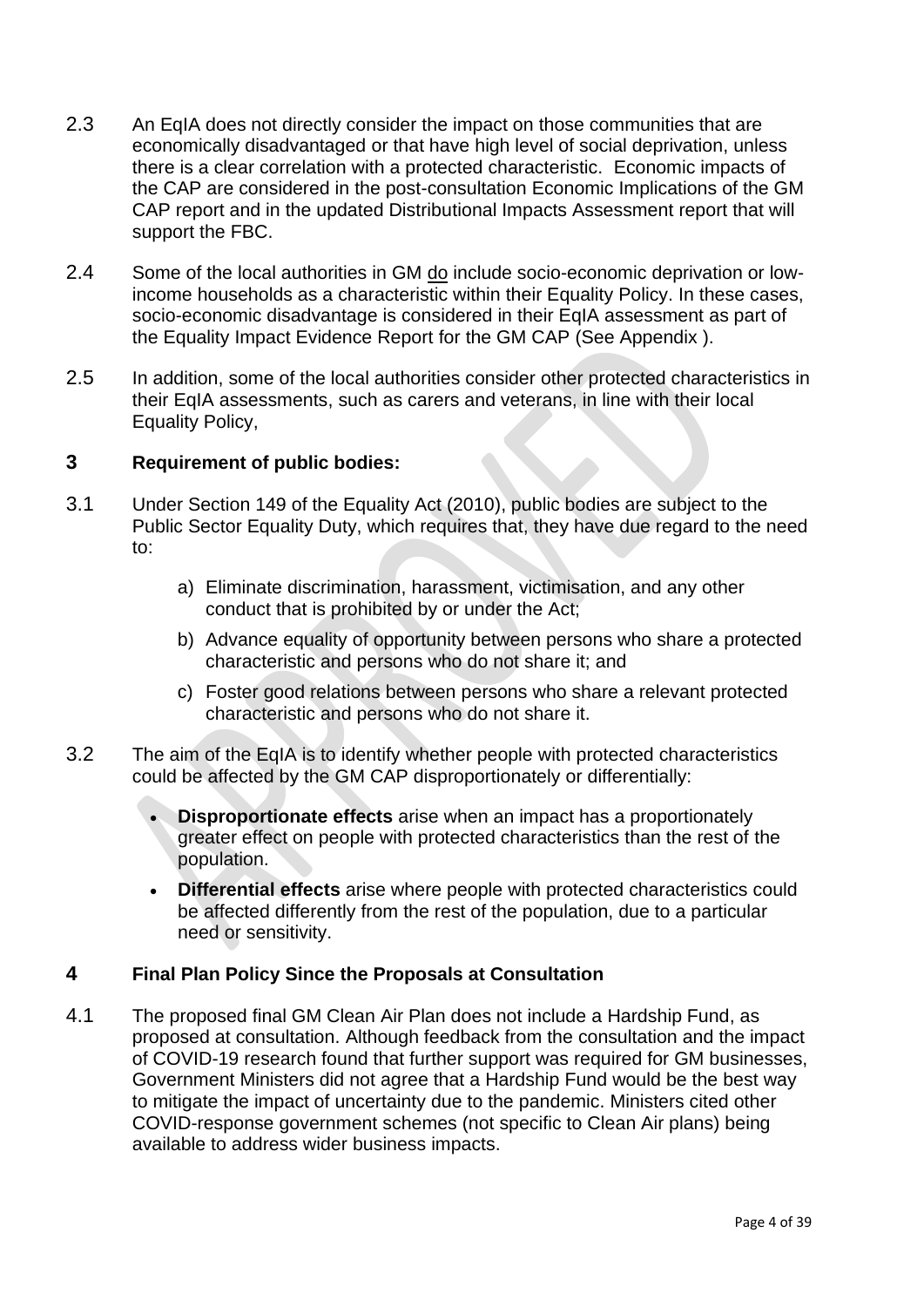2.3 An EqIA does not directly consider the impact on those communities that are economically disadvantaged or that have high level of social deprivation, unless there is a clear correlation with a protected characteristic. Economic impacts of the CAP are considered in the post-consultation Economic Implications of the GM CAP report and in the updated Distributional Impacts Assessment report that will support the FBC.

2.4 Some of the local authorities in GM <u>do</u> include socio-economic deprivation or low-income households as a characteristic within their Equality Policy. In these cases, socio-economic disadvantage is considered in their EqIA assessment as part of the Equality Impact Evidence Report for the GM CAP (See Appendix ).

2.5 In addition, some of the local authorities consider other protected characteristics in their EqIA assessments, such as carers and veterans, in line with their local Equality Policy,

## 3 Requirement of public bodies:

3.1 Under Section 149 of the Equality Act (2010), public bodies are subject to the Public Sector Equality Duty, which requires that, they have due regard to the need to:

a) Eliminate discrimination, harassment, victimisation, and any other conduct that is prohibited by or under the Act;

b) Advance equality of opportunity between persons who share a protected characteristic and persons who do not share it; and

c) Foster good relations between persons who share a relevant protected characteristic and persons who do not share it.

3.2 The aim of the EqIA is to identify whether people with protected characteristics could be affected by the GM CAP disproportionately or differentially:

- **Disproportionate effects** arise when an impact has a proportionately greater effect on people with protected characteristics than the rest of the population.
- **Differential effects** arise where people with protected characteristics could be affected differently from the rest of the population, due to a particular need or sensitivity.

## 4 Final Plan Policy Since the Proposals at Consultation

4.1 The proposed final GM Clean Air Plan does not include a Hardship Fund, as proposed at consultation. Although feedback from the consultation and the impact of COVID-19 research found that further support was required for GM businesses, Government Ministers did not agree that a Hardship Fund would be the best way to mitigate the impact of uncertainty due to the pandemic. Ministers cited other COVID-response government schemes (not specific to Clean Air plans) being available to address wider business impacts.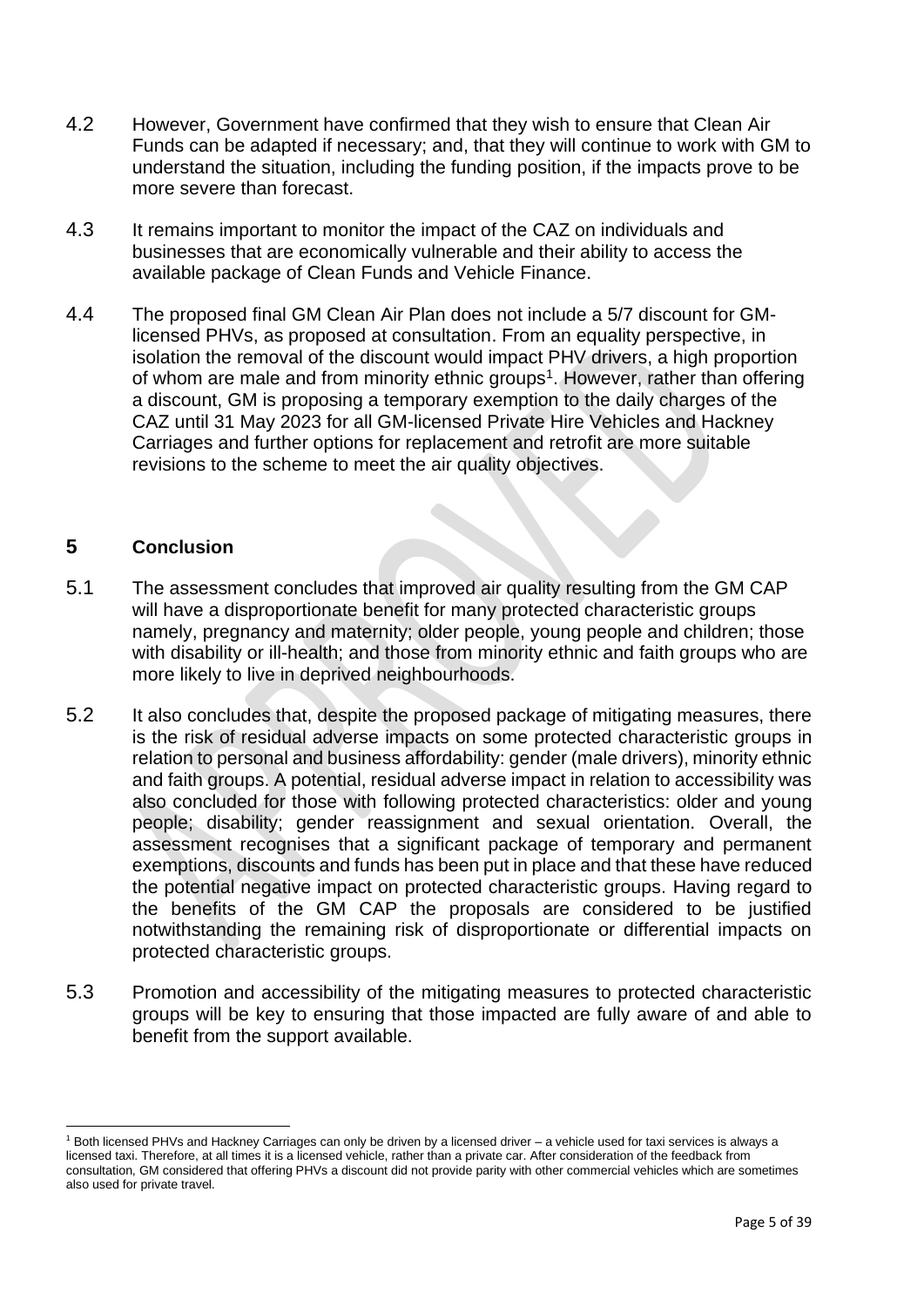4.2 However, Government have confirmed that they wish to ensure that Clean Air Funds can be adapted if necessary; and, that they will continue to work with GM to understand the situation, including the funding position, if the impacts prove to be more severe than forecast.

4.3 It remains important to monitor the impact of the CAZ on individuals and businesses that are economically vulnerable and their ability to access the available package of Clean Funds and Vehicle Finance.

4.4 The proposed final GM Clean Air Plan does not include a 5/7 discount for GM-licensed PHVs, as proposed at consultation. From an equality perspective, in isolation the removal of the discount would impact PHV drivers, a high proportion of whom are male and from minority ethnic groups[1]. However, rather than offering a discount, GM is proposing a temporary exemption to the daily charges of the CAZ until 31 May 2023 for all GM-licensed Private Hire Vehicles and Hackney Carriages and further options for replacement and retrofit are more suitable revisions to the scheme to meet the air quality objectives.

## 5 Conclusion

5.1 The assessment concludes that improved air quality resulting from the GM CAP will have a disproportionate benefit for many protected characteristic groups namely, pregnancy and maternity; older people, young people and children; those with disability or ill-health; and those from minority ethnic and faith groups who are more likely to live in deprived neighbourhoods.

5.2 It also concludes that, despite the proposed package of mitigating measures, there is the risk of residual adverse impacts on some protected characteristic groups in relation to personal and business affordability: gender (male drivers), minority ethnic and faith groups. A potential, residual adverse impact in relation to accessibility was also concluded for those with following protected characteristics: older and young people; disability; gender reassignment and sexual orientation. Overall, the assessment recognises that a significant package of temporary and permanent exemptions, discounts and funds has been put in place and that these have reduced the potential negative impact on protected characteristic groups. Having regard to the benefits of the GM CAP the proposals are considered to be justified notwithstanding the remaining risk of disproportionate or differential impacts on protected characteristic groups.

5.3 Promotion and accessibility of the mitigating measures to protected characteristic groups will be key to ensuring that those impacted are fully aware of and able to benefit from the support available.

---

[1] Both licensed PHVs and Hackney Carriages can only be driven by a licensed driver – a vehicle used for taxi services is always a licensed taxi. Therefore, at all times it is a licensed vehicle, rather than a private car. After consideration of the feedback from consultation, GM considered that offering PHVs a discount did not provide parity with other commercial vehicles which are sometimes also used for private travel.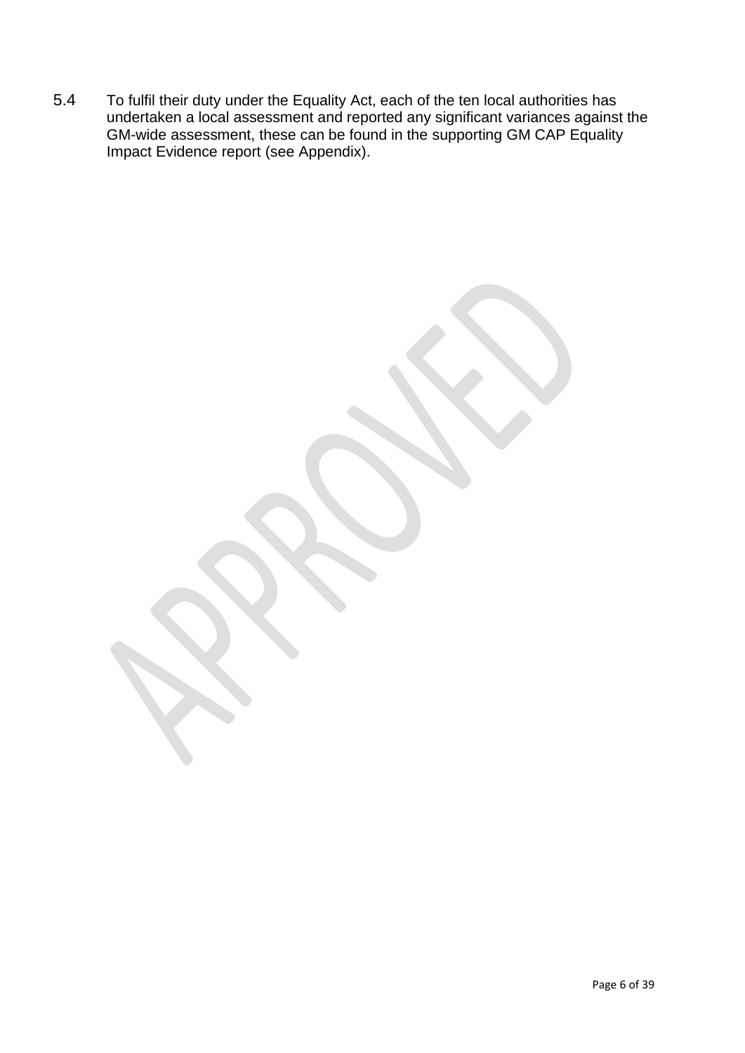5.4 To fulfil their duty under the Equality Act, each of the ten local authorities has undertaken a local assessment and reported any significant variances against the GM-wide assessment, these can be found in the supporting GM CAP Equality Impact Evidence report (see Appendix).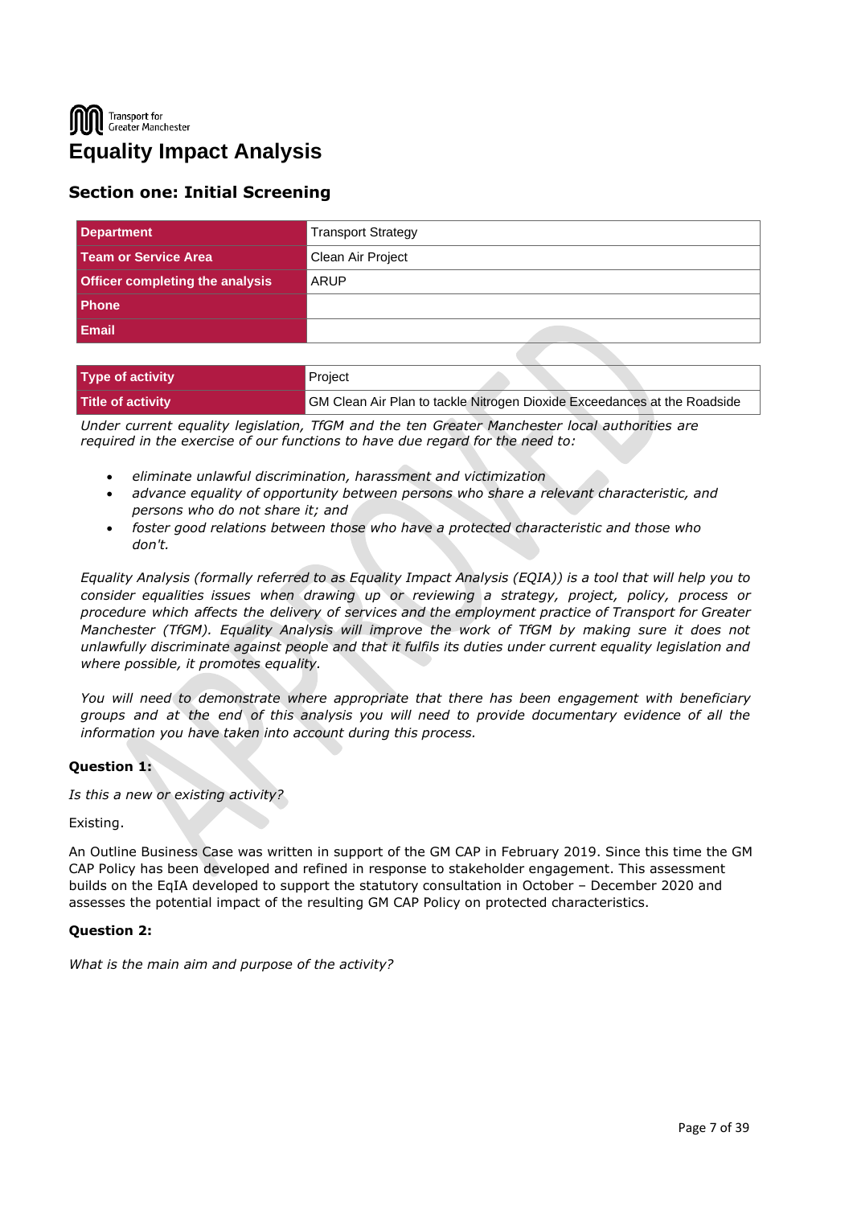Transport for Greater Manchester

# Equality Impact Analysis

## Section one: Initial Screening

| Department | Transport Strategy |
|---|---|
| Team or Service Area | Clean Air Project |
| Officer completing the analysis | ARUP |
| Phone | |
| Email | |

| Type of activity | Project |
|---|---|
| Title of activity | GM Clean Air Plan to tackle Nitrogen Dioxide Exceedances at the Roadside |

*Under current equality legislation, TfGM and the ten Greater Manchester local authorities are required in the exercise of our functions to have due regard for the need to:*

- *eliminate unlawful discrimination, harassment and victimization*
- *advance equality of opportunity between persons who share a relevant characteristic, and persons who do not share it; and*
- *foster good relations between those who have a protected characteristic and those who don't.*

*Equality Analysis (formally referred to as Equality Impact Analysis (EQIA)) is a tool that will help you to consider equalities issues when drawing up or reviewing a strategy, project, policy, process or procedure which affects the delivery of services and the employment practice of Transport for Greater Manchester (TfGM). Equality Analysis will improve the work of TfGM by making sure it does not unlawfully discriminate against people and that it fulfils its duties under current equality legislation and where possible, it promotes equality.*

*You will need to demonstrate where appropriate that there has been engagement with beneficiary groups and at the end of this analysis you will need to provide documentary evidence of all the information you have taken into account during this process.*

**Question 1:**

*Is this a new or existing activity?*

Existing.

An Outline Business Case was written in support of the GM CAP in February 2019. Since this time the GM CAP Policy has been developed and refined in response to stakeholder engagement. This assessment builds on the EqIA developed to support the statutory consultation in October – December 2020 and assesses the potential impact of the resulting GM CAP Policy on protected characteristics.

**Question 2:**

*What is the main aim and purpose of the activity?*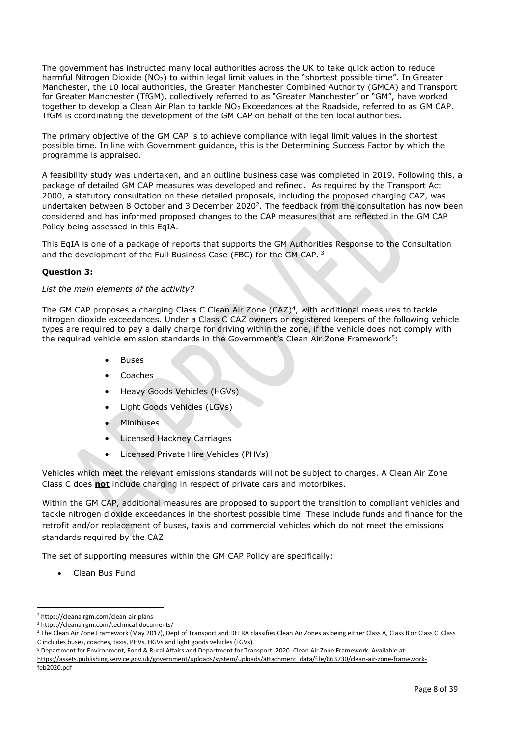The government has instructed many local authorities across the UK to take quick action to reduce harmful Nitrogen Dioxide ($NO_2$) to within legal limit values in the "shortest possible time". In Greater Manchester, the 10 local authorities, the Greater Manchester Combined Authority (GMCA) and Transport for Greater Manchester (TfGM), collectively referred to as "Greater Manchester" or "GM", have worked together to develop a Clean Air Plan to tackle $NO_2$ Exceedances at the Roadside, referred to as GM CAP. TfGM is coordinating the development of the GM CAP on behalf of the ten local authorities.

The primary objective of the GM CAP is to achieve compliance with legal limit values in the shortest possible time. In line with Government guidance, this is the Determining Success Factor by which the programme is appraised.

A feasibility study was undertaken, and an outline business case was completed in 2019. Following this, a package of detailed GM CAP measures was developed and refined. As required by the Transport Act 2000, a statutory consultation on these detailed proposals, including the proposed charging CAZ, was undertaken between 8 October and 3 December 2020[2]. The feedback from the consultation has now been considered and has informed proposed changes to the CAP measures that are reflected in the GM CAP Policy being assessed in this EqIA.

This EqIA is one of a package of reports that supports the GM Authorities Response to the Consultation and the development of the Full Business Case (FBC) for the GM CAP. [3]

**Question 3:**

*List the main elements of the activity?*

The GM CAP proposes a charging Class C Clean Air Zone (CAZ)[4], with additional measures to tackle nitrogen dioxide exceedances. Under a Class C CAZ owners or registered keepers of the following vehicle types are required to pay a daily charge for driving within the zone, if the vehicle does not comply with the required vehicle emission standards in the Government's Clean Air Zone Framework[5]:

- Buses
- Coaches
- Heavy Goods Vehicles (HGVs)
- Light Goods Vehicles (LGVs)
- Minibuses
- Licensed Hackney Carriages
- Licensed Private Hire Vehicles (PHVs)

Vehicles which meet the relevant emissions standards will not be subject to charges. A Clean Air Zone Class C does **not** include charging in respect of private cars and motorbikes.

Within the GM CAP, additional measures are proposed to support the transition to compliant vehicles and tackle nitrogen dioxide exceedances in the shortest possible time. These include funds and finance for the retrofit and/or replacement of buses, taxis and commercial vehicles which do not meet the emissions standards required by the CAZ.

The set of supporting measures within the GM CAP Policy are specifically:

- Clean Bus Fund

---

[2] https://cleanairgm.com/clean-air-plans

[3] https://cleanairgm.com/technical-documents/

[4] The Clean Air Zone Framework (May 2017), Dept of Transport and DEFRA classifies Clean Air Zones as being either Class A, Class B or Class C. Class C includes buses, coaches, taxis, PHVs, HGVs and light goods vehicles (LGVs).

[5] Department for Environment, Food & Rural Affairs and Department for Transport. 2020. Clean Air Zone Framework. Available at: https://assets.publishing.service.gov.uk/government/uploads/system/uploads/attachment_data/file/863730/clean-air-zone-framework-feb2020.pdf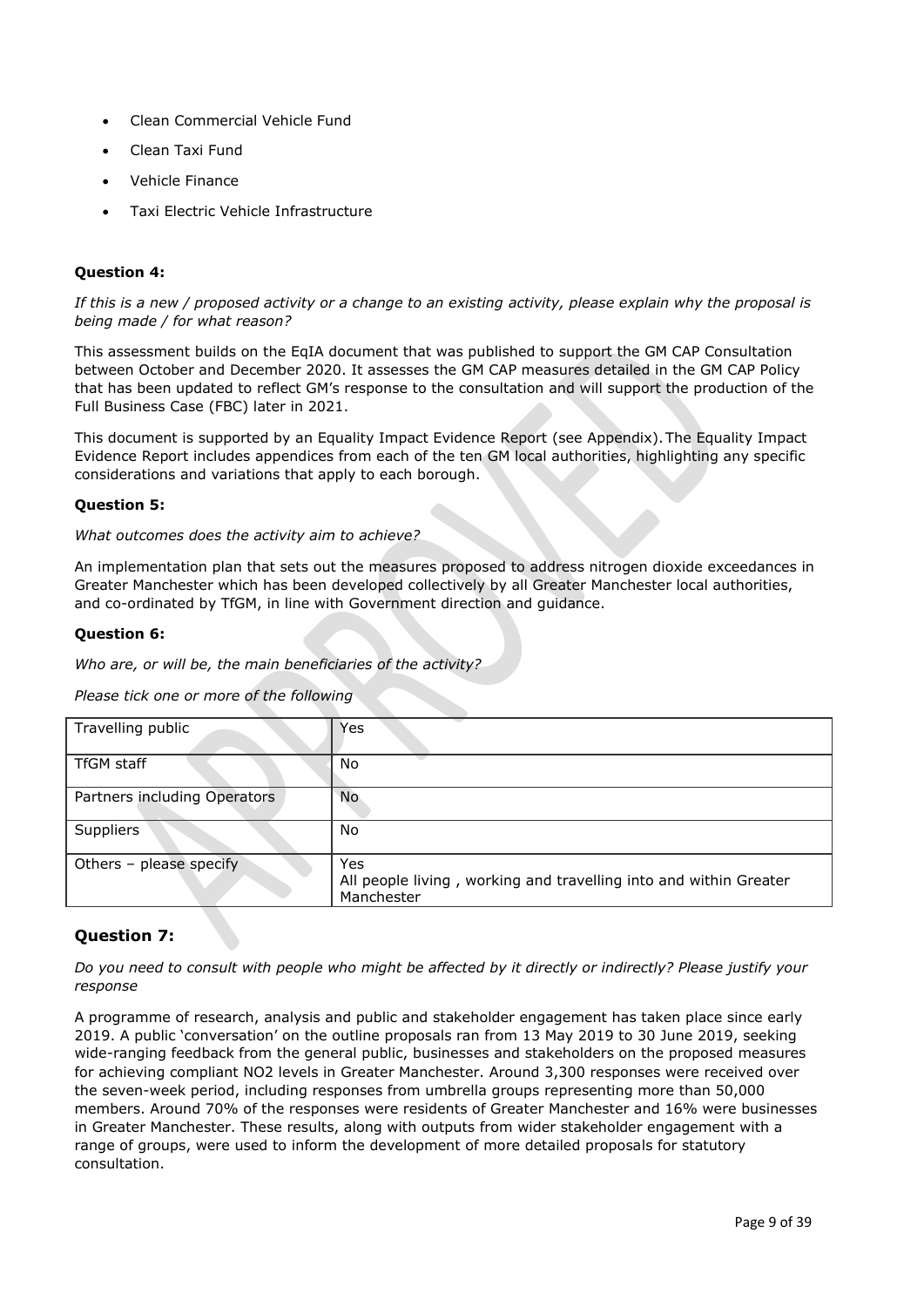- Clean Commercial Vehicle Fund
- Clean Taxi Fund
- Vehicle Finance
- Taxi Electric Vehicle Infrastructure

**Question 4:**

*If this is a new / proposed activity or a change to an existing activity, please explain why the proposal is being made / for what reason?*

This assessment builds on the EqIA document that was published to support the GM CAP Consultation between October and December 2020. It assesses the GM CAP measures detailed in the GM CAP Policy that has been updated to reflect GM's response to the consultation and will support the production of the Full Business Case (FBC) later in 2021.

This document is supported by an Equality Impact Evidence Report (see Appendix). The Equality Impact Evidence Report includes appendices from each of the ten GM local authorities, highlighting any specific considerations and variations that apply to each borough.

**Question 5:**

*What outcomes does the activity aim to achieve?*

An implementation plan that sets out the measures proposed to address nitrogen dioxide exceedances in Greater Manchester which has been developed collectively by all Greater Manchester local authorities, and co-ordinated by TfGM, in line with Government direction and guidance.

**Question 6:**

*Who are, or will be, the main beneficiaries of the activity?*

*Please tick one or more of the following*

| | |
|---|---|
| Travelling public | Yes |
| TfGM staff | No |
| Partners including Operators | No |
| Suppliers | No |
| Others – please specify | Yes<br>All people living , working and travelling into and within Greater Manchester |

## Question 7:

*Do you need to consult with people who might be affected by it directly or indirectly? Please justify your response*

A programme of research, analysis and public and stakeholder engagement has taken place since early 2019. A public 'conversation' on the outline proposals ran from 13 May 2019 to 30 June 2019, seeking wide-ranging feedback from the general public, businesses and stakeholders on the proposed measures for achieving compliant $NO_2$ levels in Greater Manchester. Around 3,300 responses were received over the seven-week period, including responses from umbrella groups representing more than 50,000 members. Around 70% of the responses were residents of Greater Manchester and 16% were businesses in Greater Manchester. These results, along with outputs from wider stakeholder engagement with a range of groups, were used to inform the development of more detailed proposals for statutory consultation.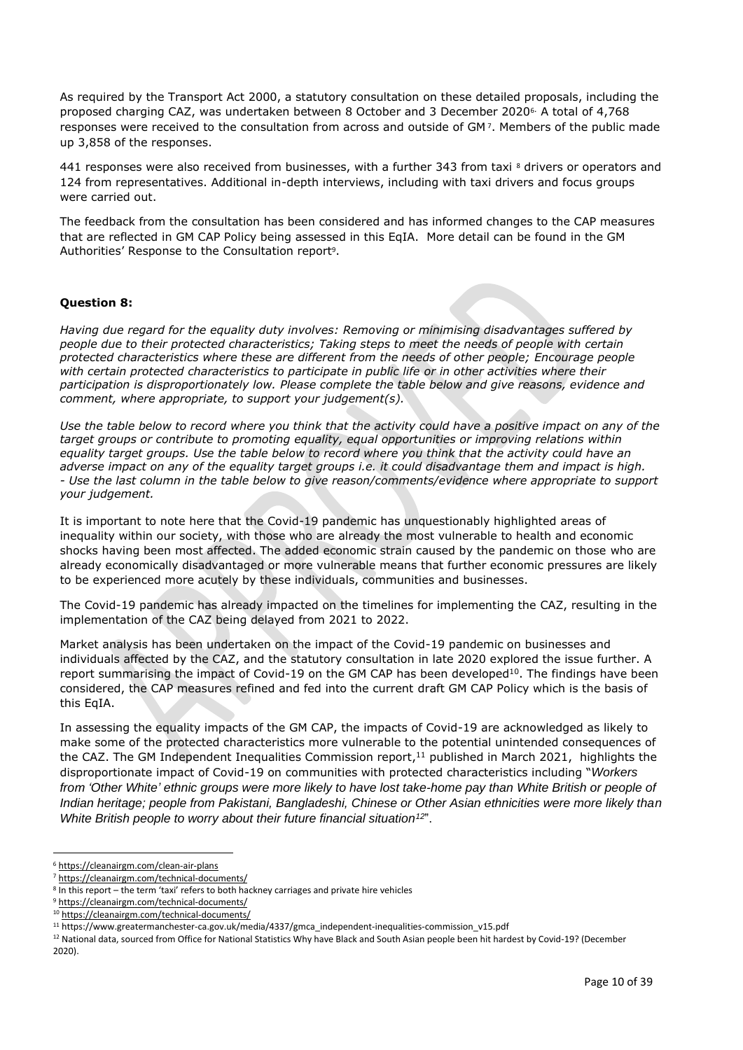As required by the Transport Act 2000, a statutory consultation on these detailed proposals, including the proposed charging CAZ, was undertaken between 8 October and 3 December 2020[6]. A total of 4,768 responses were received to the consultation from across and outside of GM[7]. Members of the public made up 3,858 of the responses.

441 responses were also received from businesses, with a further 343 from taxi [8] drivers or operators and 124 from representatives. Additional in-depth interviews, including with taxi drivers and focus groups were carried out.

The feedback from the consultation has been considered and has informed changes to the CAP measures that are reflected in GM CAP Policy being assessed in this EqIA. More detail can be found in the GM Authorities' Response to the Consultation report[9].

**Question 8:**

*Having due regard for the equality duty involves: Removing or minimising disadvantages suffered by people due to their protected characteristics; Taking steps to meet the needs of people with certain protected characteristics where these are different from the needs of other people; Encourage people with certain protected characteristics to participate in public life or in other activities where their participation is disproportionately low. Please complete the table below and give reasons, evidence and comment, where appropriate, to support your judgement(s).*

*Use the table below to record where you think that the activity could have a positive impact on any of the target groups or contribute to promoting equality, equal opportunities or improving relations within equality target groups. Use the table below to record where you think that the activity could have an adverse impact on any of the equality target groups i.e. it could disadvantage them and impact is high. - Use the last column in the table below to give reason/comments/evidence where appropriate to support your judgement.*

It is important to note here that the Covid-19 pandemic has unquestionably highlighted areas of inequality within our society, with those who are already the most vulnerable to health and economic shocks having been most affected. The added economic strain caused by the pandemic on those who are already economically disadvantaged or more vulnerable means that further economic pressures are likely to be experienced more acutely by these individuals, communities and businesses.

The Covid-19 pandemic has already impacted on the timelines for implementing the CAZ, resulting in the implementation of the CAZ being delayed from 2021 to 2022.

Market analysis has been undertaken on the impact of the Covid-19 pandemic on businesses and individuals affected by the CAZ, and the statutory consultation in late 2020 explored the issue further. A report summarising the impact of Covid-19 on the GM CAP has been developed[10]. The findings have been considered, the CAP measures refined and fed into the current draft GM CAP Policy which is the basis of this EqIA.

In assessing the equality impacts of the GM CAP, the impacts of Covid-19 are acknowledged as likely to make some of the protected characteristics more vulnerable to the potential unintended consequences of the CAZ. The GM Independent Inequalities Commission report,[11] published in March 2021, highlights the disproportionate impact of Covid-19 on communities with protected characteristics including "*Workers from 'Other White' ethnic groups were more likely to have lost take-home pay than White British or people of Indian heritage; people from Pakistani, Bangladeshi, Chinese or Other Asian ethnicities were more likely than White British people to worry about their future financial situation[12]*".

---

[6] https://cleanairgm.com/clean-air-plans

[7] https://cleanairgm.com/technical-documents/

[8] In this report – the term 'taxi' refers to both hackney carriages and private hire vehicles

[9] https://cleanairgm.com/technical-documents/

[10] https://cleanairgm.com/technical-documents/

[11] https://www.greatermanchester-ca.gov.uk/media/4337/gmca_independent-inequalities-commission_v15.pdf

[12] National data, sourced from Office for National Statistics Why have Black and South Asian people been hit hardest by Covid-19? (December 2020).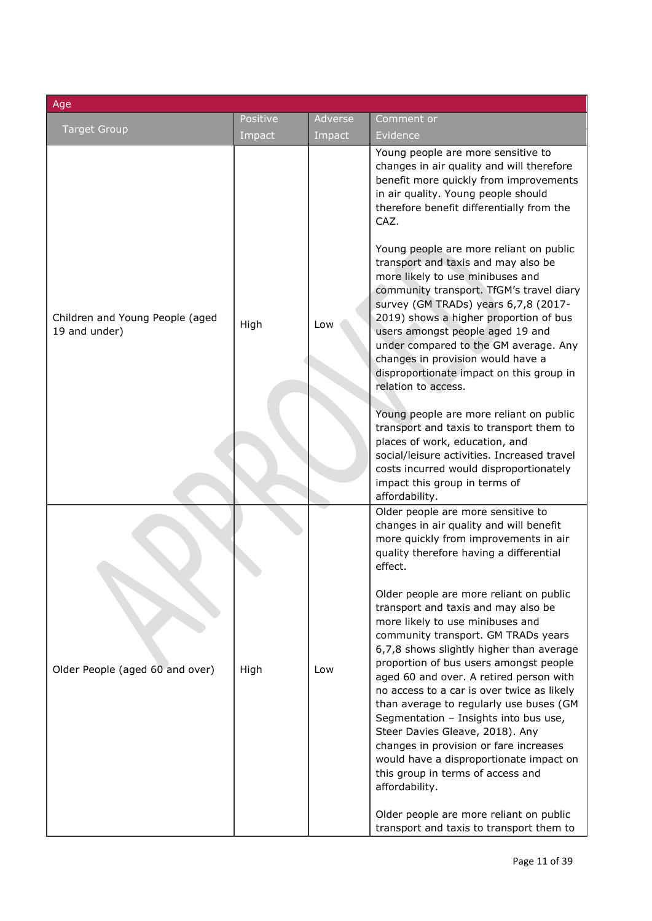| Age | | | |
|---|---|---|---|
| Target Group | Positive Impact | Adverse Impact | Comment or Evidence |
| Children and Young People (aged 19 and under) | High | Low | Young people are more sensitive to changes in air quality and will therefore benefit more quickly from improvements in air quality. Young people should therefore benefit differentially from the CAZ.<br><br>Young people are more reliant on public transport and taxis and may also be more likely to use minibuses and community transport. TfGM's travel diary survey (GM TRADs) years 6,7,8 (2017-2019) shows a higher proportion of bus users amongst people aged 19 and under compared to the GM average. Any changes in provision would have a disproportionate impact on this group in relation to access.<br><br>Young people are more reliant on public transport and taxis to transport them to places of work, education, and social/leisure activities. Increased travel costs incurred would disproportionately impact this group in terms of affordability. |
| Older People (aged 60 and over) | High | Low | Older people are more sensitive to changes in air quality and will benefit more quickly from improvements in air quality therefore having a differential effect.<br><br>Older people are more reliant on public transport and taxis and may also be more likely to use minibuses and community transport. GM TRADs years 6,7,8 shows slightly higher than average proportion of bus users amongst people aged 60 and over. A retired person with no access to a car is over twice as likely than average to regularly use buses (GM Segmentation – Insights into bus use, Steer Davies Gleave, 2018). Any changes in provision or fare increases would have a disproportionate impact on this group in terms of access and affordability.<br><br>Older people are more reliant on public transport and taxis to transport them to |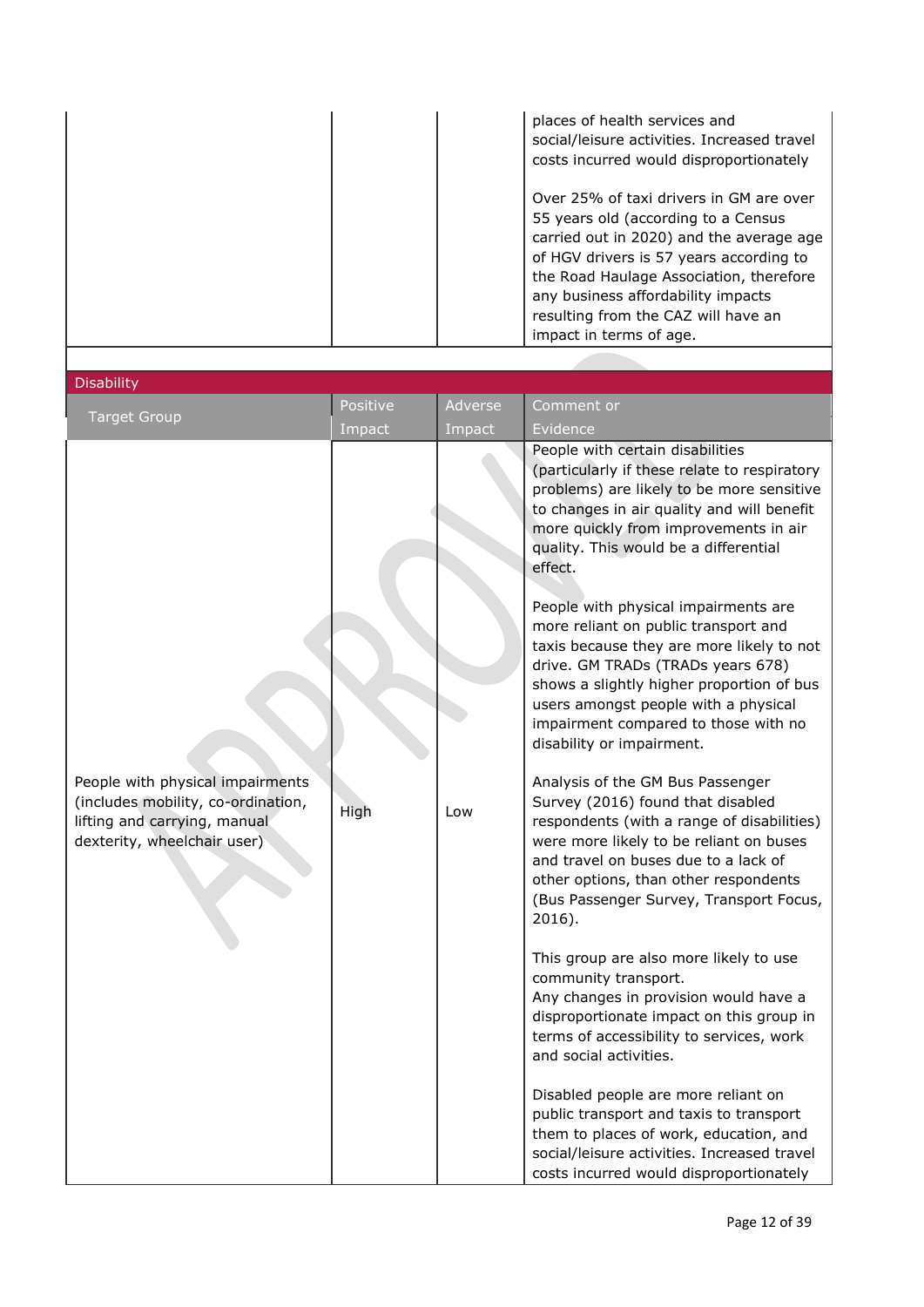| | | | |
|---|---|---|---|
| | | | places of health services and social/leisure activities. Increased travel costs incurred would disproportionately<br><br>Over 25% of taxi drivers in GM are over 55 years old (according to a Census carried out in 2020) and the average age of HGV drivers is 57 years according to the Road Haulage Association, therefore any business affordability impacts resulting from the CAZ will have an impact in terms of age. |

**Disability**

| Target Group | Positive Impact | Adverse Impact | Comment or Evidence |
|---|---|---|---|
| People with physical impairments (includes mobility, co-ordination, lifting and carrying, manual dexterity, wheelchair user) | High | Low | People with certain disabilities (particularly if these relate to respiratory problems) are likely to be more sensitive to changes in air quality and will benefit more quickly from improvements in air quality. This would be a differential effect.<br><br>People with physical impairments are more reliant on public transport and taxis because they are more likely to not drive. GM TRADs (TRADs years 678) shows a slightly higher proportion of bus users amongst people with a physical impairment compared to those with no disability or impairment.<br><br>Analysis of the GM Bus Passenger Survey (2016) found that disabled respondents (with a range of disabilities) were more likely to be reliant on buses and travel on buses due to a lack of other options, than other respondents (Bus Passenger Survey, Transport Focus, 2016).<br><br>This group are also more likely to use community transport.<br>Any changes in provision would have a disproportionate impact on this group in terms of accessibility to services, work and social activities.<br><br>Disabled people are more reliant on public transport and taxis to transport them to places of work, education, and social/leisure activities. Increased travel costs incurred would disproportionately |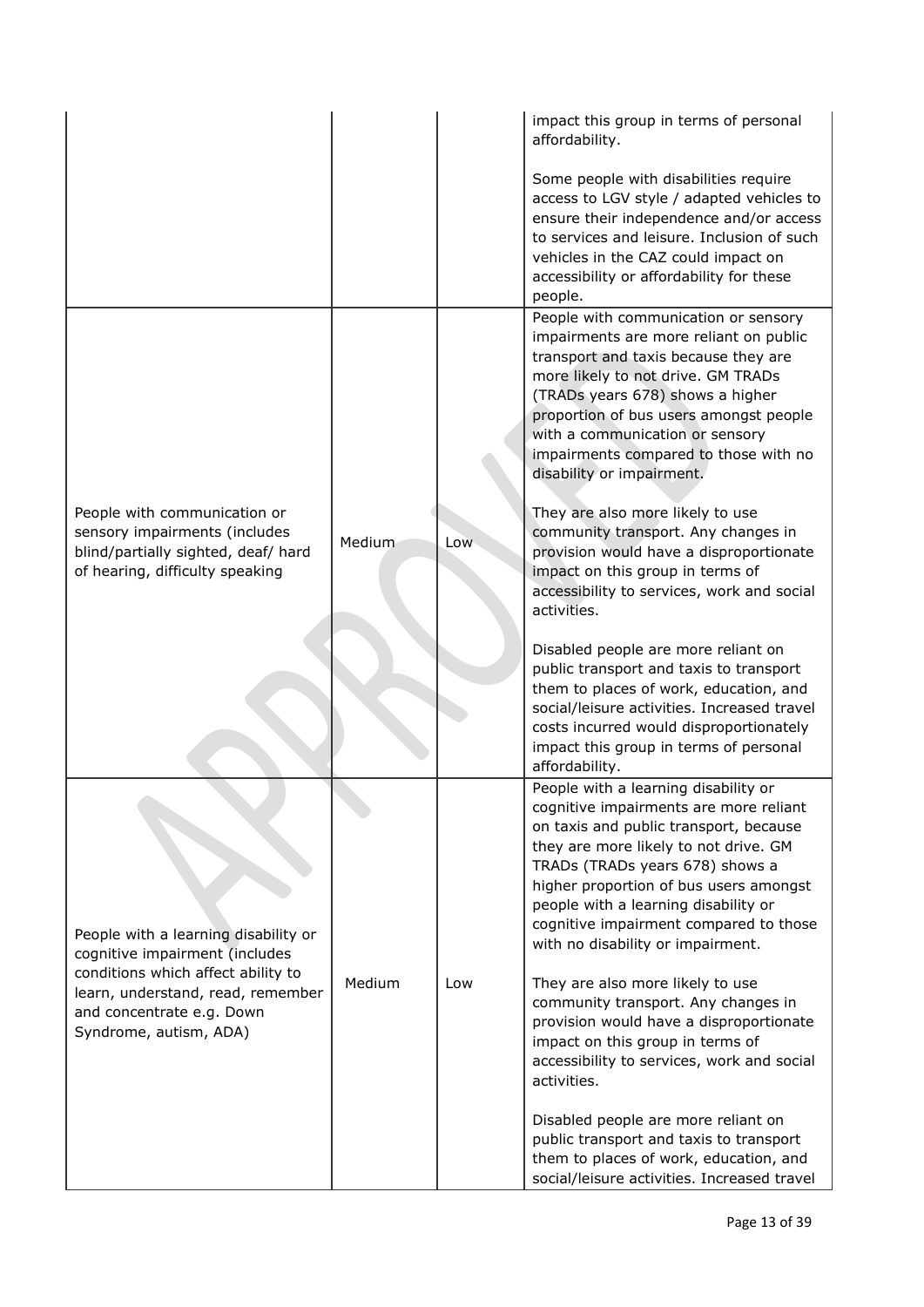| | | | |
|---|---|---|---|
| | | | impact this group in terms of personal affordability.<br><br>Some people with disabilities require access to LGV style / adapted vehicles to ensure their independence and/or access to services and leisure. Inclusion of such vehicles in the CAZ could impact on accessibility or affordability for these people. |
| People with communication or sensory impairments (includes blind/partially sighted, deaf/ hard of hearing, difficulty speaking | Medium | Low | People with communication or sensory impairments are more reliant on public transport and taxis because they are more likely to not drive. GM TRADs (TRADs years 678) shows a higher proportion of bus users amongst people with a communication or sensory impairments compared to those with no disability or impairment.<br><br>They are also more likely to use community transport. Any changes in provision would have a disproportionate impact on this group in terms of accessibility to services, work and social activities.<br><br>Disabled people are more reliant on public transport and taxis to transport them to places of work, education, and social/leisure activities. Increased travel costs incurred would disproportionately impact this group in terms of personal affordability. |
| People with a learning disability or cognitive impairment (includes conditions which affect ability to learn, understand, read, remember and concentrate e.g. Down Syndrome, autism, ADA) | Medium | Low | People with a learning disability or cognitive impairments are more reliant on taxis and public transport, because they are more likely to not drive. GM TRADs (TRADs years 678) shows a higher proportion of bus users amongst people with a learning disability or cognitive impairment compared to those with no disability or impairment.<br><br>They are also more likely to use community transport. Any changes in provision would have a disproportionate impact on this group in terms of accessibility to services, work and social activities.<br><br>Disabled people are more reliant on public transport and taxis to transport them to places of work, education, and social/leisure activities. Increased travel |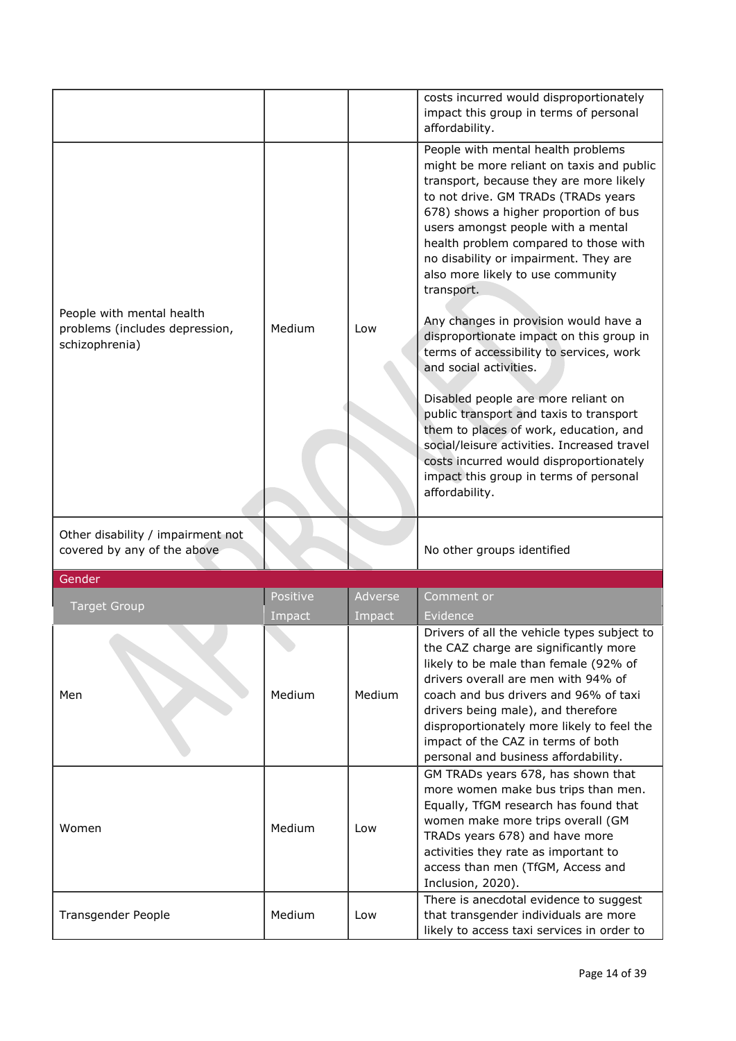| | | | |
|---|---|---|---|
| | | | costs incurred would disproportionately impact this group in terms of personal affordability. |
| People with mental health problems (includes depression, schizophrenia) | Medium | Low | People with mental health problems might be more reliant on taxis and public transport, because they are more likely to not drive. GM TRADs (TRADs years 678) shows a higher proportion of bus users amongst people with a mental health problem compared to those with no disability or impairment. They are also more likely to use community transport.<br><br>Any changes in provision would have a disproportionate impact on this group in terms of accessibility to services, work and social activities.<br><br>Disabled people are more reliant on public transport and taxis to transport them to places of work, education, and social/leisure activities. Increased travel costs incurred would disproportionately impact this group in terms of personal affordability. |
| Other disability / impairment not covered by any of the above | | | No other groups identified |

**Gender**

| Target Group | Positive Impact | Adverse Impact | Comment or Evidence |
|---|---|---|---|
| Men | Medium | Medium | Drivers of all the vehicle types subject to the CAZ charge are significantly more likely to be male than female (92% of drivers overall are men with 94% of coach and bus drivers and 96% of taxi drivers being male), and therefore disproportionately more likely to feel the impact of the CAZ in terms of both personal and business affordability. |
| Women | Medium | Low | GM TRADs years 678, has shown that more women make bus trips than men. Equally, TfGM research has found that women make more trips overall (GM TRADs years 678) and have more activities they rate as important to access than men (TfGM, Access and Inclusion, 2020). |
| Transgender People | Medium | Low | There is anecdotal evidence to suggest that transgender individuals are more likely to access taxi services in order to |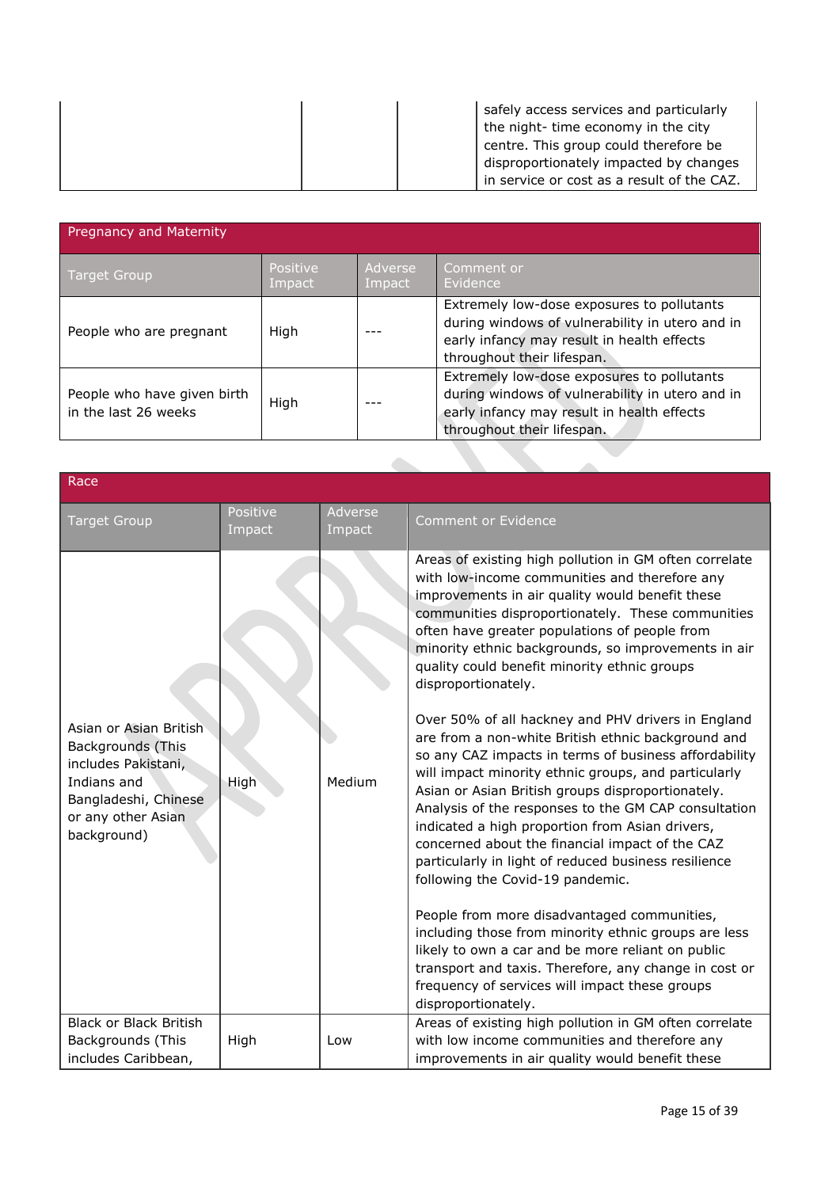| | | | |
|---|---|---|---|
| | | | safely access services and particularly the night- time economy in the city centre. This group could therefore be disproportionately impacted by changes in service or cost as a result of the CAZ. |

| Pregnancy and Maternity | | | |
|---|---|---|---|
| **Target Group** | **Positive Impact** | **Adverse Impact** | **Comment or Evidence** |
| People who are pregnant | High | --- | Extremely low-dose exposures to pollutants during windows of vulnerability in utero and in early infancy may result in health effects throughout their lifespan. |
| People who have given birth in the last 26 weeks | High | --- | Extremely low-dose exposures to pollutants during windows of vulnerability in utero and in early infancy may result in health effects throughout their lifespan. |

| Race | | | |
|---|---|---|---|
| **Target Group** | **Positive Impact** | **Adverse Impact** | **Comment or Evidence** |
| Asian or Asian British Backgrounds (This includes Pakistani, Indians and Bangladeshi, Chinese or any other Asian background) | High | Medium | Areas of existing high pollution in GM often correlate with low-income communities and therefore any improvements in air quality would benefit these communities disproportionately. These communities often have greater populations of people from minority ethnic backgrounds, so improvements in air quality could benefit minority ethnic groups disproportionately.<br><br>Over 50% of all hackney and PHV drivers in England are from a non-white British ethnic background and so any CAZ impacts in terms of business affordability will impact minority ethnic groups, and particularly Asian or Asian British groups disproportionately. Analysis of the responses to the GM CAP consultation indicated a high proportion from Asian drivers, concerned about the financial impact of the CAZ particularly in light of reduced business resilience following the Covid-19 pandemic.<br><br>People from more disadvantaged communities, including those from minority ethnic groups are less likely to own a car and be more reliant on public transport and taxis. Therefore, any change in cost or frequency of services will impact these groups disproportionately. |
| Black or Black British Backgrounds (This includes Caribbean, | High | Low | Areas of existing high pollution in GM often correlate with low income communities and therefore any improvements in air quality would benefit these |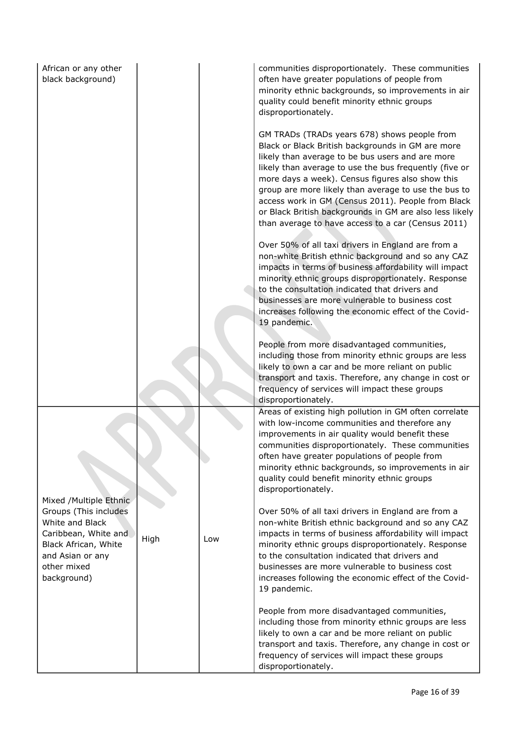| | | | |
|---|---|---|---|
| African or any other black background) | | | communities disproportionately. These communities often have greater populations of people from minority ethnic backgrounds, so improvements in air quality could benefit minority ethnic groups disproportionately.<br><br>GM TRADs (TRADs years 678) shows people from Black or Black British backgrounds in GM are more likely than average to be bus users and are more likely than average to use the bus frequently (five or more days a week). Census figures also show this group are more likely than average to use the bus to access work in GM (Census 2011). People from Black or Black British backgrounds in GM are also less likely than average to have access to a car (Census 2011)<br><br>Over 50% of all taxi drivers in England are from a non-white British ethnic background and so any CAZ impacts in terms of business affordability will impact minority ethnic groups disproportionately. Response to the consultation indicated that drivers and businesses are more vulnerable to business cost increases following the economic effect of the Covid-19 pandemic.<br><br>People from more disadvantaged communities, including those from minority ethnic groups are less likely to own a car and be more reliant on public transport and taxis. Therefore, any change in cost or frequency of services will impact these groups disproportionately. |
| Mixed /Multiple Ethnic Groups (This includes White and Black Caribbean, White and Black African, White and Asian or any other mixed background) | High | Low | Areas of existing high pollution in GM often correlate with low-income communities and therefore any improvements in air quality would benefit these communities disproportionately. These communities often have greater populations of people from minority ethnic backgrounds, so improvements in air quality could benefit minority ethnic groups disproportionately.<br><br>Over 50% of all taxi drivers in England are from a non-white British ethnic background and so any CAZ impacts in terms of business affordability will impact minority ethnic groups disproportionately. Response to the consultation indicated that drivers and businesses are more vulnerable to business cost increases following the economic effect of the Covid-19 pandemic.<br><br>People from more disadvantaged communities, including those from minority ethnic groups are less likely to own a car and be more reliant on public transport and taxis. Therefore, any change in cost or frequency of services will impact these groups disproportionately. |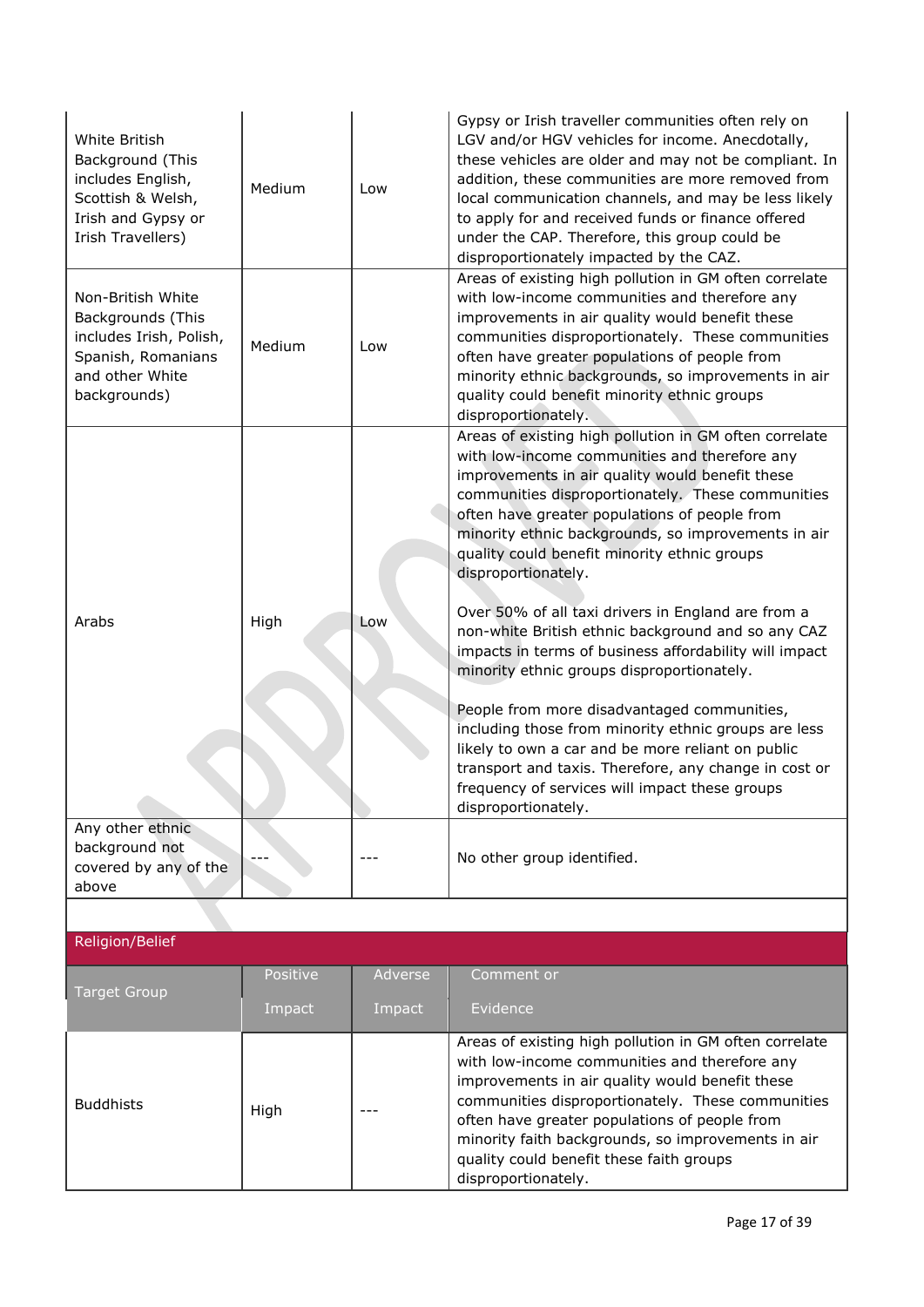| | | | |
|---|---|---|---|
| White British Background (This includes English, Scottish & Welsh, Irish and Gypsy or Irish Travellers) | Medium | Low | Gypsy or Irish traveller communities often rely on LGV and/or HGV vehicles for income. Anecdotally, these vehicles are older and may not be compliant. In addition, these communities are more removed from local communication channels, and may be less likely to apply for and received funds or finance offered under the CAP. Therefore, this group could be disproportionately impacted by the CAZ. |
| Non-British White Backgrounds (This includes Irish, Polish, Spanish, Romanians and other White backgrounds) | Medium | Low | Areas of existing high pollution in GM often correlate with low-income communities and therefore any improvements in air quality would benefit these communities disproportionately. These communities often have greater populations of people from minority ethnic backgrounds, so improvements in air quality could benefit minority ethnic groups disproportionately. |
| Arabs | High | Low | Areas of existing high pollution in GM often correlate with low-income communities and therefore any improvements in air quality would benefit these communities disproportionately. These communities often have greater populations of people from minority ethnic backgrounds, so improvements in air quality could benefit minority ethnic groups disproportionately.<br><br>Over 50% of all taxi drivers in England are from a non-white British ethnic background and so any CAZ impacts in terms of business affordability will impact minority ethnic groups disproportionately.<br><br>People from more disadvantaged communities, including those from minority ethnic groups are less likely to own a car and be more reliant on public transport and taxis. Therefore, any change in cost or frequency of services will impact these groups disproportionately. |
| Any other ethnic background not covered by any of the above | --- | --- | No other group identified. |

**Religion/Belief**

| Target Group | Positive Impact | Adverse Impact | Comment or Evidence |
|---|---|---|---|
| Buddhists | High | --- | Areas of existing high pollution in GM often correlate with low-income communities and therefore any improvements in air quality would benefit these communities disproportionately. These communities often have greater populations of people from minority faith backgrounds, so improvements in air quality could benefit these faith groups disproportionately. |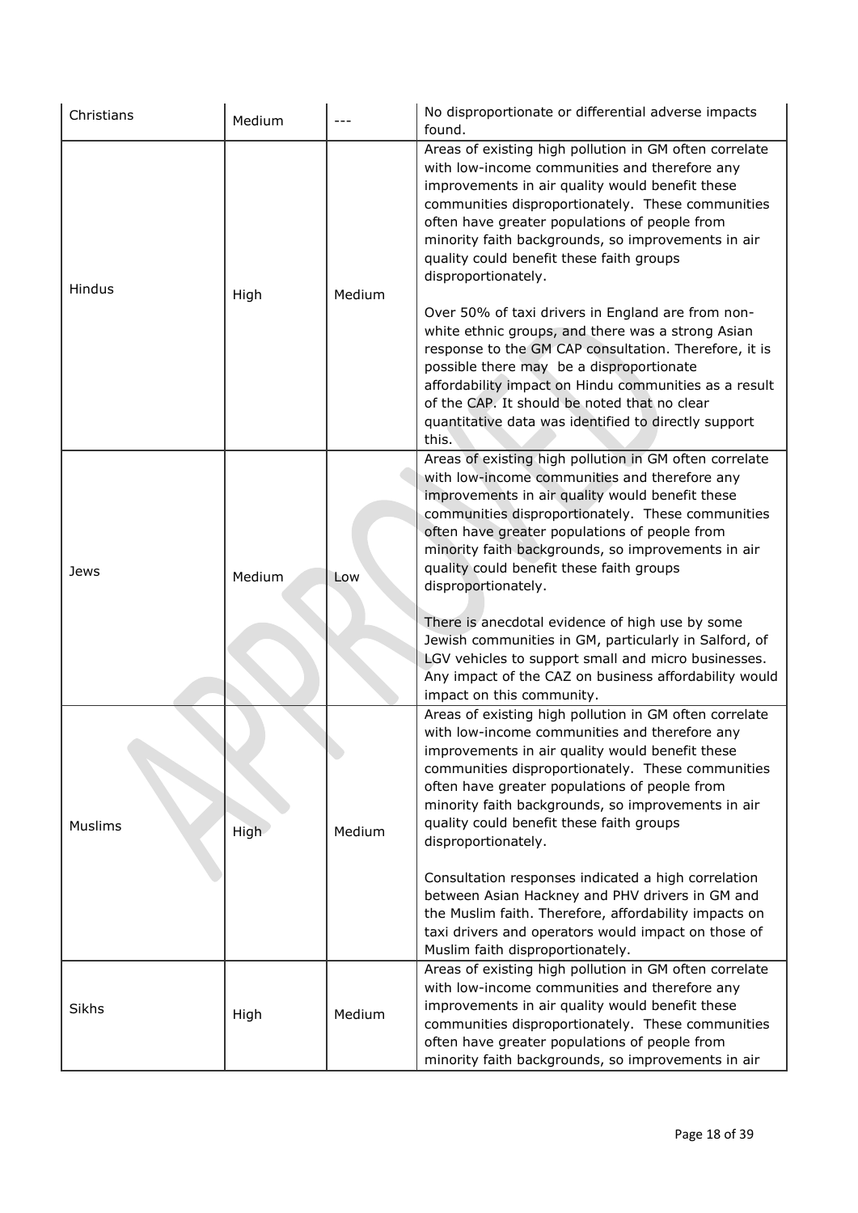| Christians | Medium | --- | No disproportionate or differential adverse impacts found. |
|---|---|---|---|
| Hindus | High | Medium | Areas of existing high pollution in GM often correlate with low-income communities and therefore any improvements in air quality would benefit these communities disproportionately. These communities often have greater populations of people from minority faith backgrounds, so improvements in air quality could benefit these faith groups disproportionately.<br><br>Over 50% of taxi drivers in England are from non-white ethnic groups, and there was a strong Asian response to the GM CAP consultation. Therefore, it is possible there may be a disproportionate affordability impact on Hindu communities as a result of the CAP. It should be noted that no clear quantitative data was identified to directly support this. |
| Jews | Medium | Low | Areas of existing high pollution in GM often correlate with low-income communities and therefore any improvements in air quality would benefit these communities disproportionately. These communities often have greater populations of people from minority faith backgrounds, so improvements in air quality could benefit these faith groups disproportionately.<br><br>There is anecdotal evidence of high use by some Jewish communities in GM, particularly in Salford, of LGV vehicles to support small and micro businesses. Any impact of the CAZ on business affordability would impact on this community. |
| Muslims | High | Medium | Areas of existing high pollution in GM often correlate with low-income communities and therefore any improvements in air quality would benefit these communities disproportionately. These communities often have greater populations of people from minority faith backgrounds, so improvements in air quality could benefit these faith groups disproportionately.<br><br>Consultation responses indicated a high correlation between Asian Hackney and PHV drivers in GM and the Muslim faith. Therefore, affordability impacts on taxi drivers and operators would impact on those of Muslim faith disproportionately. |
| Sikhs | High | Medium | Areas of existing high pollution in GM often correlate with low-income communities and therefore any improvements in air quality would benefit these communities disproportionately. These communities often have greater populations of people from minority faith backgrounds, so improvements in air |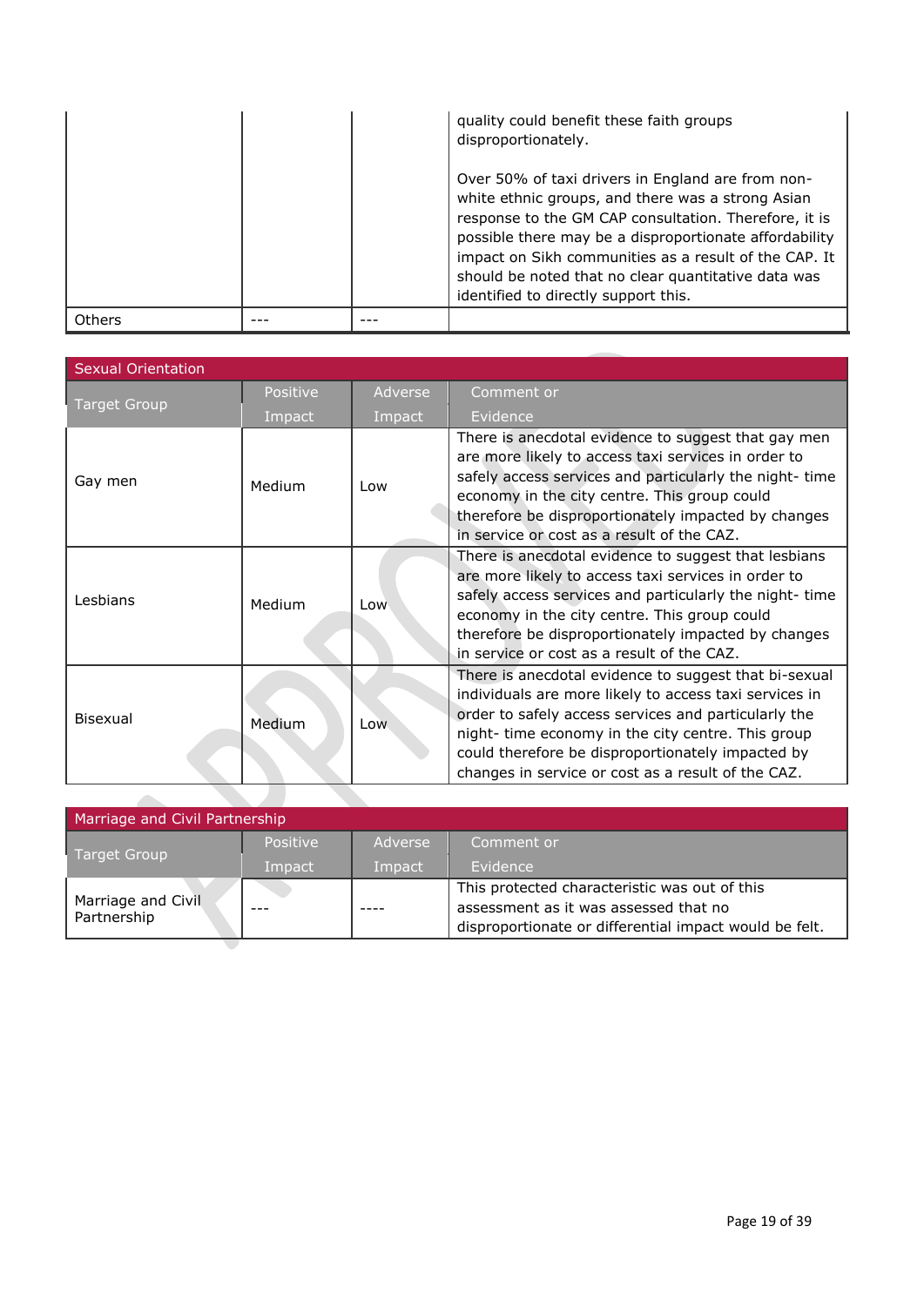| | | | quality could benefit these faith groups disproportionately.<br><br>Over 50% of taxi drivers in England are from non-white ethnic groups, and there was a strong Asian response to the GM CAP consultation. Therefore, it is possible there may be a disproportionate affordability impact on Sikh communities as a result of the CAP. It should be noted that no clear quantitative data was identified to directly support this. |
|---|---|---|---|
| Others | --- | --- | |

| Sexual Orientation | | | |
|---|---|---|---|
| Target Group | Positive Impact | Adverse Impact | Comment or Evidence |
| Gay men | Medium | Low | There is anecdotal evidence to suggest that gay men are more likely to access taxi services in order to safely access services and particularly the night- time economy in the city centre. This group could therefore be disproportionately impacted by changes in service or cost as a result of the CAZ. |
| Lesbians | Medium | Low | There is anecdotal evidence to suggest that lesbians are more likely to access taxi services in order to safely access services and particularly the night- time economy in the city centre. This group could therefore be disproportionately impacted by changes in service or cost as a result of the CAZ. |
| Bisexual | Medium | Low | There is anecdotal evidence to suggest that bi-sexual individuals are more likely to access taxi services in order to safely access services and particularly the night- time economy in the city centre. This group could therefore be disproportionately impacted by changes in service or cost as a result of the CAZ. |

| Marriage and Civil Partnership | | | |
|---|---|---|---|
| Target Group | Positive Impact | Adverse Impact | Comment or Evidence |
| Marriage and Civil Partnership | --- | ---- | This protected characteristic was out of this assessment as it was assessed that no disproportionate or differential impact would be felt. |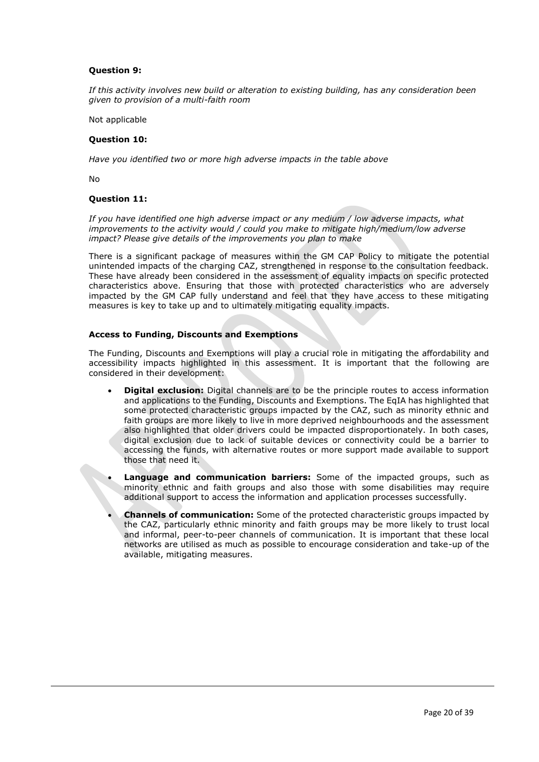**Question 9:**

*If this activity involves new build or alteration to existing building, has any consideration been given to provision of a multi-faith room*

Not applicable

**Question 10:**

*Have you identified two or more high adverse impacts in the table above*

No

**Question 11:**

*If you have identified one high adverse impact or any medium / low adverse impacts, what improvements to the activity would / could you make to mitigate high/medium/low adverse impact? Please give details of the improvements you plan to make*

There is a significant package of measures within the GM CAP Policy to mitigate the potential unintended impacts of the charging CAZ, strengthened in response to the consultation feedback. These have already been considered in the assessment of equality impacts on specific protected characteristics above. Ensuring that those with protected characteristics who are adversely impacted by the GM CAP fully understand and feel that they have access to these mitigating measures is key to take up and to ultimately mitigating equality impacts.

**Access to Funding, Discounts and Exemptions**

The Funding, Discounts and Exemptions will play a crucial role in mitigating the affordability and accessibility impacts highlighted in this assessment. It is important that the following are considered in their development:

- **Digital exclusion:** Digital channels are to be the principle routes to access information and applications to the Funding, Discounts and Exemptions. The EqIA has highlighted that some protected characteristic groups impacted by the CAZ, such as minority ethnic and faith groups are more likely to live in more deprived neighbourhoods and the assessment also highlighted that older drivers could be impacted disproportionately. In both cases, digital exclusion due to lack of suitable devices or connectivity could be a barrier to accessing the funds, with alternative routes or more support made available to support those that need it.
- **Language and communication barriers:** Some of the impacted groups, such as minority ethnic and faith groups and also those with some disabilities may require additional support to access the information and application processes successfully.
- **Channels of communication:** Some of the protected characteristic groups impacted by the CAZ, particularly ethnic minority and faith groups may be more likely to trust local and informal, peer-to-peer channels of communication. It is important that these local networks are utilised as much as possible to encourage consideration and take-up of the available, mitigating measures.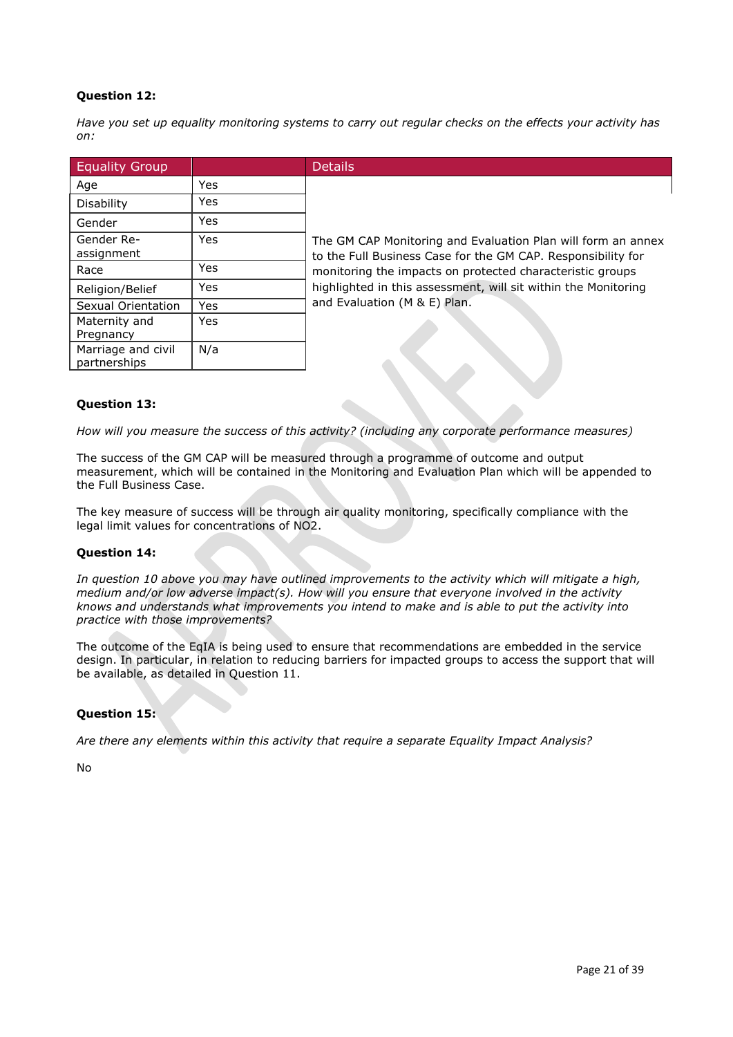**Question 12:**

*Have you set up equality monitoring systems to carry out regular checks on the effects your activity has on:*

| Equality Group | | Details |
|---|---|---|
| Age | Yes | The GM CAP Monitoring and Evaluation Plan will form an annex to the Full Business Case for the GM CAP. Responsibility for monitoring the impacts on protected characteristic groups highlighted in this assessment, will sit within the Monitoring and Evaluation (M & E) Plan. |
| Disability | Yes | |
| Gender | Yes | |
| Gender Re-assignment | Yes | |
| Race | Yes | |
| Religion/Belief | Yes | |
| Sexual Orientation | Yes | |
| Maternity and Pregnancy | Yes | |
| Marriage and civil partnerships | N/a | |

**Question 13:**

*How will you measure the success of this activity? (including any corporate performance measures)*

The success of the GM CAP will be measured through a programme of outcome and output measurement, which will be contained in the Monitoring and Evaluation Plan which will be appended to the Full Business Case.

The key measure of success will be through air quality monitoring, specifically compliance with the legal limit values for concentrations of $NO_2$.

**Question 14:**

*In question 10 above you may have outlined improvements to the activity which will mitigate a high, medium and/or low adverse impact(s). How will you ensure that everyone involved in the activity knows and understands what improvements you intend to make and is able to put the activity into practice with those improvements?*

The outcome of the EqIA is being used to ensure that recommendations are embedded in the service design. In particular, in relation to reducing barriers for impacted groups to access the support that will be available, as detailed in Question 11.

**Question 15:**

*Are there any elements within this activity that require a separate Equality Impact Analysis?*

No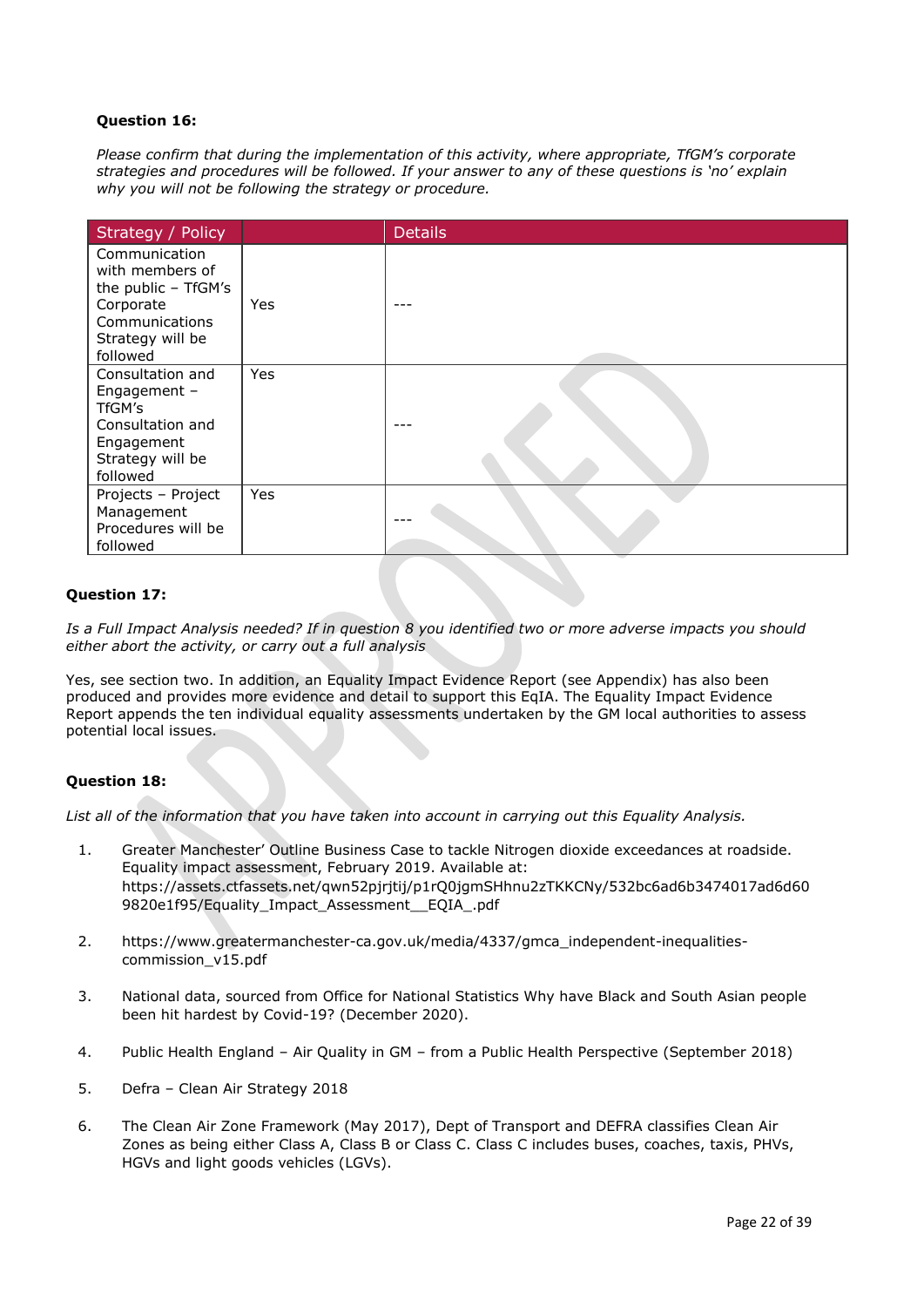**Question 16:**

*Please confirm that during the implementation of this activity, where appropriate, TfGM's corporate strategies and procedures will be followed. If your answer to any of these questions is 'no' explain why you will not be following the strategy or procedure.*

| Strategy / Policy | | Details |
|---|---|---|
| Communication with members of the public – TfGM's Corporate Communications Strategy will be followed | Yes | --- |
| Consultation and Engagement – TfGM's Consultation and Engagement Strategy will be followed | Yes | --- |
| Projects – Project Management Procedures will be followed | Yes | --- |

**Question 17:**

*Is a Full Impact Analysis needed? If in question 8 you identified two or more adverse impacts you should either abort the activity, or carry out a full analysis*

Yes, see section two. In addition, an Equality Impact Evidence Report (see Appendix) has also been produced and provides more evidence and detail to support this EqIA. The Equality Impact Evidence Report appends the ten individual equality assessments undertaken by the GM local authorities to assess potential local issues.

**Question 18:**

*List all of the information that you have taken into account in carrying out this Equality Analysis.*

1. Greater Manchester' Outline Business Case to tackle Nitrogen dioxide exceedances at roadside. Equality impact assessment, February 2019. Available at: https://assets.ctfassets.net/qwn52pjrjtij/p1rQ0jgmSHhnu2zTKKCNy/532bc6ad6b3474017ad6d609820e1f95/Equality_Impact_Assessment__EQIA_.pdf

2. https://www.greatermanchester-ca.gov.uk/media/4337/gmca_independent-inequalities-commission_v15.pdf

3. National data, sourced from Office for National Statistics Why have Black and South Asian people been hit hardest by Covid-19? (December 2020).

4. Public Health England – Air Quality in GM – from a Public Health Perspective (September 2018)

5. Defra – Clean Air Strategy 2018

6. The Clean Air Zone Framework (May 2017), Dept of Transport and DEFRA classifies Clean Air Zones as being either Class A, Class B or Class C. Class C includes buses, coaches, taxis, PHVs, HGVs and light goods vehicles (LGVs).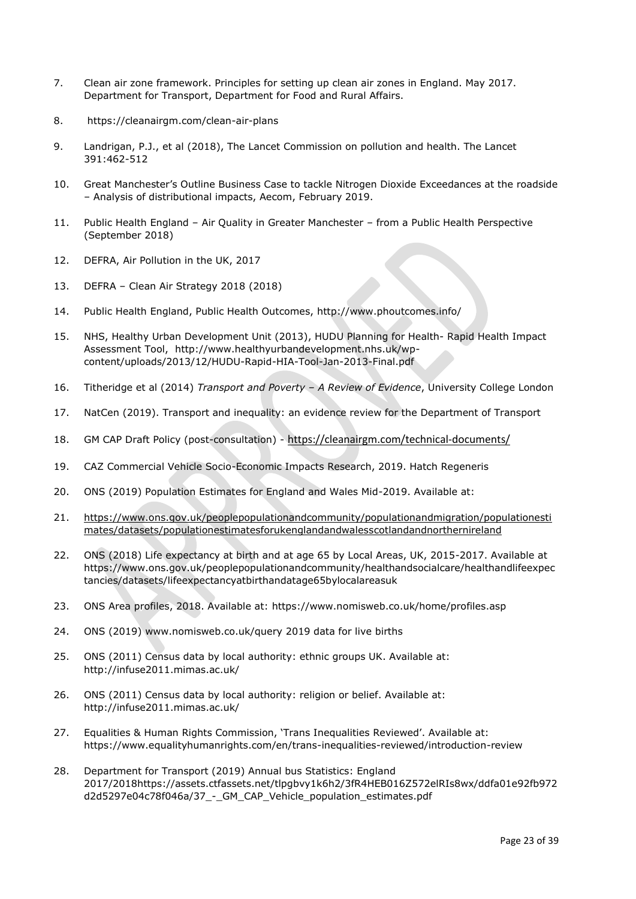7. Clean air zone framework. Principles for setting up clean air zones in England. May 2017. Department for Transport, Department for Food and Rural Affairs.

8. https://cleanairgm.com/clean-air-plans

9. Landrigan, P.J., et al (2018), The Lancet Commission on pollution and health. The Lancet 391:462-512

10. Great Manchester's Outline Business Case to tackle Nitrogen Dioxide Exceedances at the roadside – Analysis of distributional impacts, Aecom, February 2019.

11. Public Health England – Air Quality in Greater Manchester – from a Public Health Perspective (September 2018)

12. DEFRA, Air Pollution in the UK, 2017

13. DEFRA – Clean Air Strategy 2018 (2018)

14. Public Health England, Public Health Outcomes, http://www.phoutcomes.info/

15. NHS, Healthy Urban Development Unit (2013), HUDU Planning for Health- Rapid Health Impact Assessment Tool, http://www.healthyurbandevelopment.nhs.uk/wp-content/uploads/2013/12/HUDU-Rapid-HIA-Tool-Jan-2013-Final.pdf

16. Titheridge et al (2014) *Transport and Poverty – A Review of Evidence*, University College London

17. NatCen (2019). Transport and inequality: an evidence review for the Department of Transport

18. GM CAP Draft Policy (post-consultation) - https://cleanairgm.com/technical-documents/

19. CAZ Commercial Vehicle Socio-Economic Impacts Research, 2019. Hatch Regeneris

20. ONS (2019) Population Estimates for England and Wales Mid-2019. Available at:

21. https://www.ons.gov.uk/peoplepopulationandcommunity/populationandmigration/populationestimates/datasets/populationestimatesforukenglandandwalesscotlandandnorthernireland

22. ONS (2018) Life expectancy at birth and at age 65 by Local Areas, UK, 2015-2017. Available at https://www.ons.gov.uk/peoplepopulationandcommunity/healthandsocialcare/healthandlifeexpectancies/datasets/lifeexpectancyatbirthandatage65bylocalareasuk

23. ONS Area profiles, 2018. Available at: https://www.nomisweb.co.uk/home/profiles.asp

24. ONS (2019) www.nomisweb.co.uk/query 2019 data for live births

25. ONS (2011) Census data by local authority: ethnic groups UK. Available at: http://infuse2011.mimas.ac.uk/

26. ONS (2011) Census data by local authority: religion or belief. Available at: http://infuse2011.mimas.ac.uk/

27. Equalities & Human Rights Commission, 'Trans Inequalities Reviewed'. Available at: https://www.equalityhumanrights.com/en/trans-inequalities-reviewed/introduction-review

28. Department for Transport (2019) Annual bus Statistics: England 2017/2018https://assets.ctfassets.net/tlpgbvy1k6h2/3fR4HEB016Z572elRIs8wx/ddfa01e92fb972d2d5297e04c78f046a/37_-_GM_CAP_Vehicle_population_estimates.pdf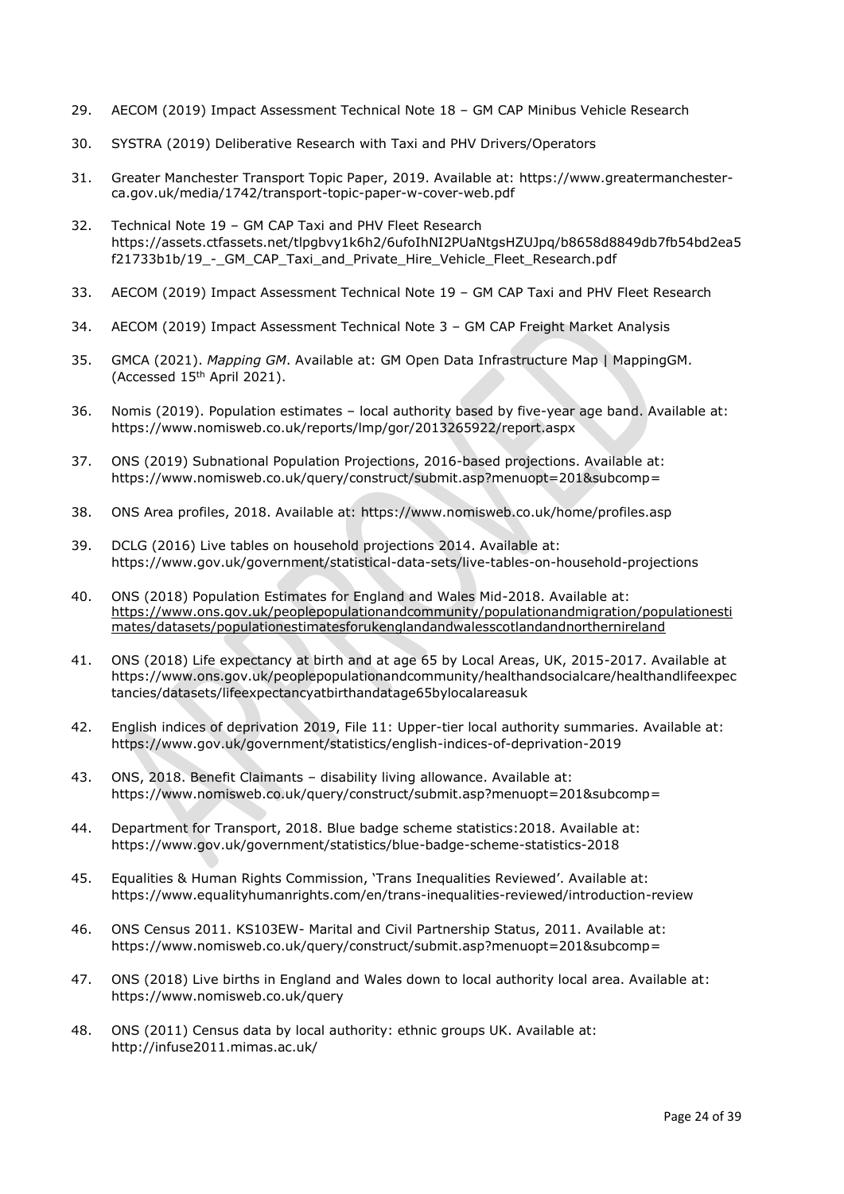29. AECOM (2019) Impact Assessment Technical Note 18 – GM CAP Minibus Vehicle Research

30. SYSTRA (2019) Deliberative Research with Taxi and PHV Drivers/Operators

31. Greater Manchester Transport Topic Paper, 2019. Available at: https://www.greatermanchester-ca.gov.uk/media/1742/transport-topic-paper-w-cover-web.pdf

32. Technical Note 19 – GM CAP Taxi and PHV Fleet Research https://assets.ctfassets.net/tlpgbvy1k6h2/6ufoIhNI2PUaNtgsHZUJpq/b8658d8849db7fb54bd2ea5f21733b1b/19_-_GM_CAP_Taxi_and_Private_Hire_Vehicle_Fleet_Research.pdf

33. AECOM (2019) Impact Assessment Technical Note 19 – GM CAP Taxi and PHV Fleet Research

34. AECOM (2019) Impact Assessment Technical Note 3 – GM CAP Freight Market Analysis

35. GMCA (2021). *Mapping GM*. Available at: GM Open Data Infrastructure Map | MappingGM. (Accessed 15th April 2021).

36. Nomis (2019). Population estimates – local authority based by five-year age band. Available at: https://www.nomisweb.co.uk/reports/lmp/gor/2013265922/report.aspx

37. ONS (2019) Subnational Population Projections, 2016-based projections. Available at: https://www.nomisweb.co.uk/query/construct/submit.asp?menuopt=201&subcomp=

38. ONS Area profiles, 2018. Available at: https://www.nomisweb.co.uk/home/profiles.asp

39. DCLG (2016) Live tables on household projections 2014. Available at: https://www.gov.uk/government/statistical-data-sets/live-tables-on-household-projections

40. ONS (2018) Population Estimates for England and Wales Mid-2018. Available at: https://www.ons.gov.uk/peoplepopulationandcommunity/populationandmigration/populationestimates/datasets/populationestimatesforukenglandandwalesscotlandandnorthernireland

41. ONS (2018) Life expectancy at birth and at age 65 by Local Areas, UK, 2015-2017. Available at https://www.ons.gov.uk/peoplepopulationandcommunity/healthandsocialcare/healthandlifeexpectancies/datasets/lifeexpectancyatbirthandatage65bylocalareasuk

42. English indices of deprivation 2019, File 11: Upper-tier local authority summaries. Available at: https://www.gov.uk/government/statistics/english-indices-of-deprivation-2019

43. ONS, 2018. Benefit Claimants – disability living allowance. Available at: https://www.nomisweb.co.uk/query/construct/submit.asp?menuopt=201&subcomp=

44. Department for Transport, 2018. Blue badge scheme statistics:2018. Available at: https://www.gov.uk/government/statistics/blue-badge-scheme-statistics-2018

45. Equalities & Human Rights Commission, 'Trans Inequalities Reviewed'. Available at: https://www.equalityhumanrights.com/en/trans-inequalities-reviewed/introduction-review

46. ONS Census 2011. KS103EW- Marital and Civil Partnership Status, 2011. Available at: https://www.nomisweb.co.uk/query/construct/submit.asp?menuopt=201&subcomp=

47. ONS (2018) Live births in England and Wales down to local authority local area. Available at: https://www.nomisweb.co.uk/query

48. ONS (2011) Census data by local authority: ethnic groups UK. Available at: http://infuse2011.mimas.ac.uk/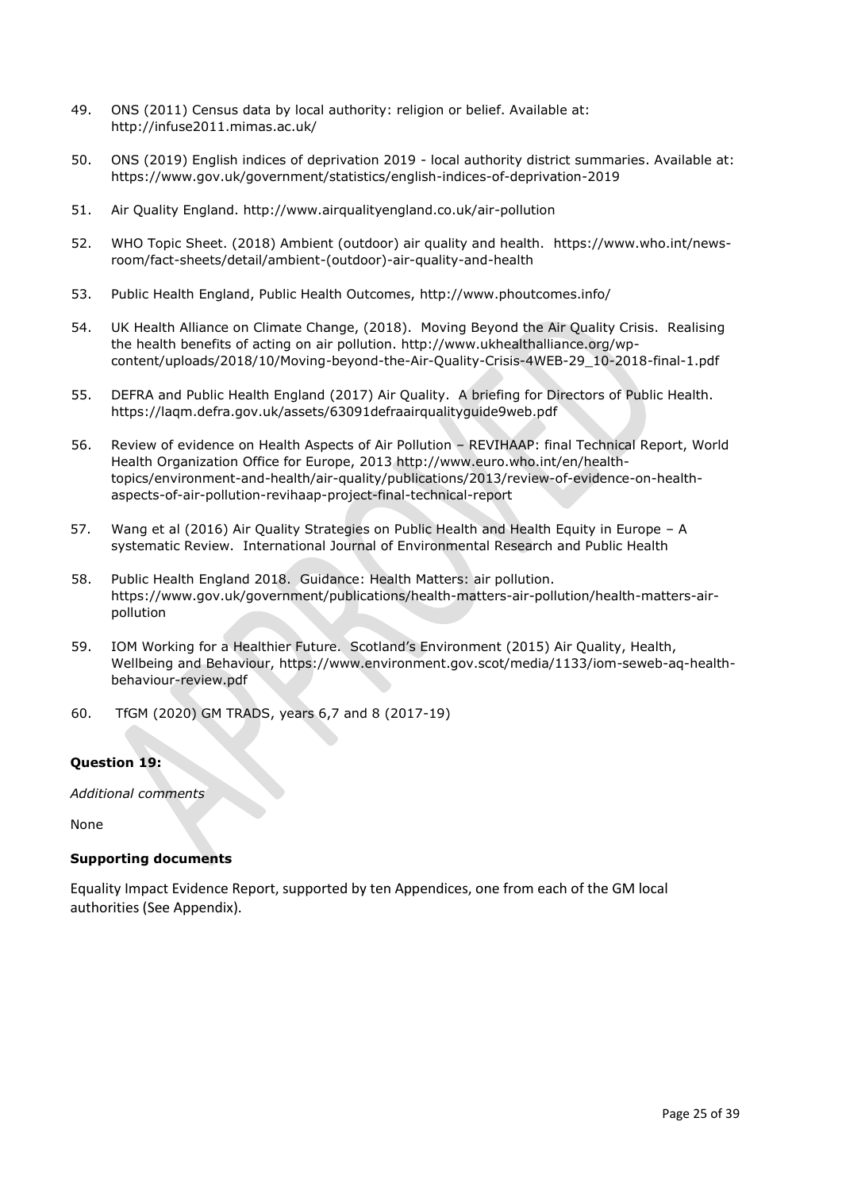49. ONS (2011) Census data by local authority: religion or belief. Available at: http://infuse2011.mimas.ac.uk/

50. ONS (2019) English indices of deprivation 2019 - local authority district summaries. Available at: https://www.gov.uk/government/statistics/english-indices-of-deprivation-2019

51. Air Quality England. http://www.airqualityengland.co.uk/air-pollution

52. WHO Topic Sheet. (2018) Ambient (outdoor) air quality and health. https://www.who.int/news-room/fact-sheets/detail/ambient-(outdoor)-air-quality-and-health

53. Public Health England, Public Health Outcomes, http://www.phoutcomes.info/

54. UK Health Alliance on Climate Change, (2018). Moving Beyond the Air Quality Crisis. Realising the health benefits of acting on air pollution. http://www.ukhealthalliance.org/wp-content/uploads/2018/10/Moving-beyond-the-Air-Quality-Crisis-4WEB-29_10-2018-final-1.pdf

55. DEFRA and Public Health England (2017) Air Quality. A briefing for Directors of Public Health. https://laqm.defra.gov.uk/assets/63091defraairqualityguide9web.pdf

56. Review of evidence on Health Aspects of Air Pollution – REVIHAAP: final Technical Report, World Health Organization Office for Europe, 2013 http://www.euro.who.int/en/health-topics/environment-and-health/air-quality/publications/2013/review-of-evidence-on-health-aspects-of-air-pollution-revihaap-project-final-technical-report

57. Wang et al (2016) Air Quality Strategies on Public Health and Health Equity in Europe – A systematic Review. International Journal of Environmental Research and Public Health

58. Public Health England 2018. Guidance: Health Matters: air pollution. https://www.gov.uk/government/publications/health-matters-air-pollution/health-matters-air-pollution

59. IOM Working for a Healthier Future. Scotland's Environment (2015) Air Quality, Health, Wellbeing and Behaviour, https://www.environment.gov.scot/media/1133/iom-seweb-aq-health-behaviour-review.pdf

60. TfGM (2020) GM TRADS, years 6,7 and 8 (2017-19)

**Question 19:**

*Additional comments*

None

**Supporting documents**

Equality Impact Evidence Report, supported by ten Appendices, one from each of the GM local authorities (See Appendix).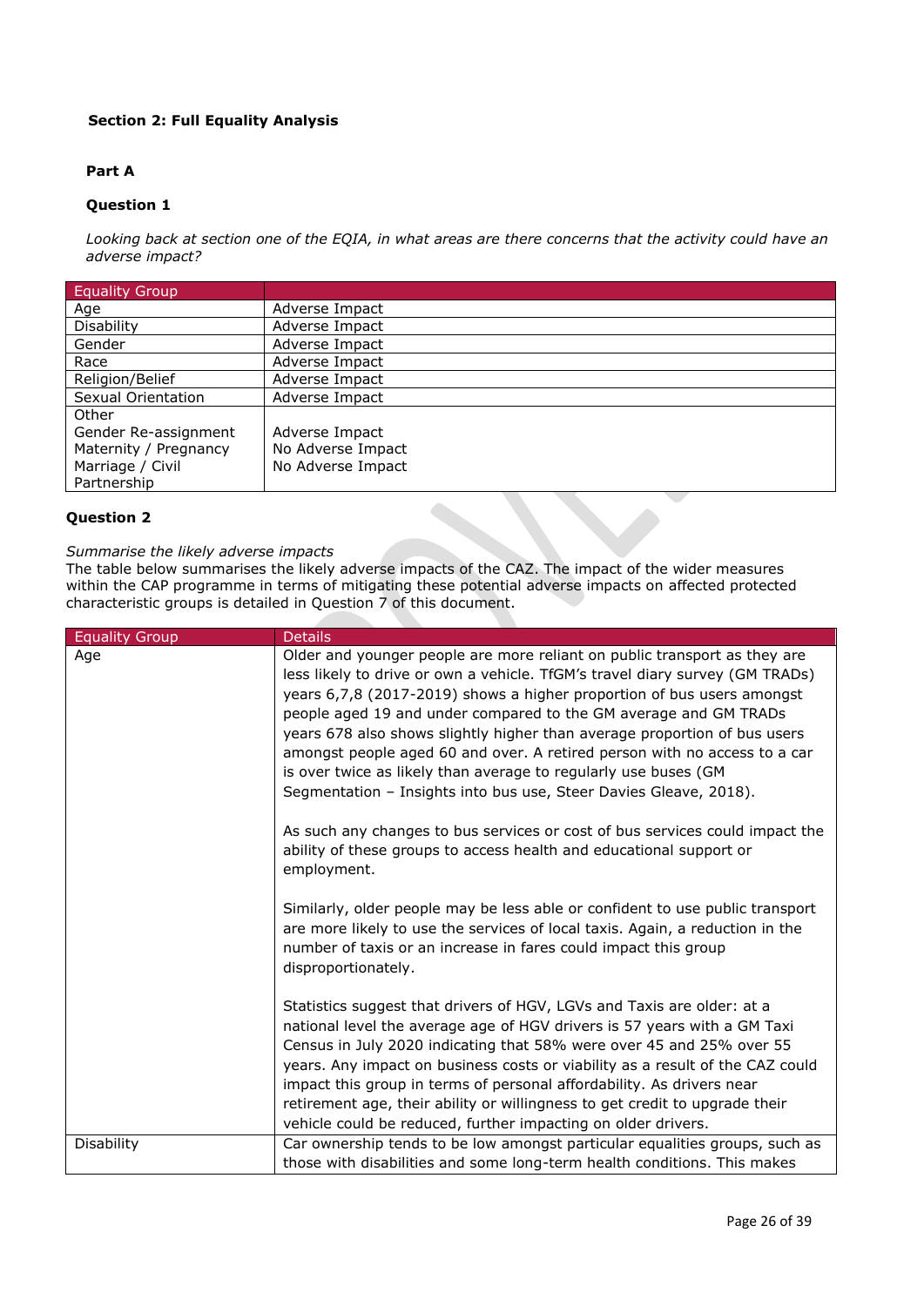### Section 2: Full Equality Analysis

#### Part A

#### Question 1

*Looking back at section one of the EQIA, in what areas are there concerns that the activity could have an adverse impact?*

| Equality Group | |
|---|---|
| Age | Adverse Impact |
| Disability | Adverse Impact |
| Gender | Adverse Impact |
| Race | Adverse Impact |
| Religion/Belief | Adverse Impact |
| Sexual Orientation | Adverse Impact |
| Other<br>Gender Re-assignment<br>Maternity / Pregnancy<br>Marriage / Civil Partnership | <br>Adverse Impact<br>No Adverse Impact<br>No Adverse Impact |

#### Question 2

*Summarise the likely adverse impacts*

The table below summarises the likely adverse impacts of the CAZ. The impact of the wider measures within the CAP programme in terms of mitigating these potential adverse impacts on affected protected characteristic groups is detailed in Question 7 of this document.

| Equality Group | Details |
|---|---|
| Age | Older and younger people are more reliant on public transport as they are less likely to drive or own a vehicle. TfGM's travel diary survey (GM TRADs) years 6,7,8 (2017-2019) shows a higher proportion of bus users amongst people aged 19 and under compared to the GM average and GM TRADs years 678 also shows slightly higher than average proportion of bus users amongst people aged 60 and over. A retired person with no access to a car is over twice as likely than average to regularly use buses (GM Segmentation – Insights into bus use, Steer Davies Gleave, 2018).<br><br>As such any changes to bus services or cost of bus services could impact the ability of these groups to access health and educational support or employment.<br><br>Similarly, older people may be less able or confident to use public transport are more likely to use the services of local taxis. Again, a reduction in the number of taxis or an increase in fares could impact this group disproportionately.<br><br>Statistics suggest that drivers of HGV, LGVs and Taxis are older: at a national level the average age of HGV drivers is 57 years with a GM Taxi Census in July 2020 indicating that 58% were over 45 and 25% over 55 years. Any impact on business costs or viability as a result of the CAZ could impact this group in terms of personal affordability. As drivers near retirement age, their ability or willingness to get credit to upgrade their vehicle could be reduced, further impacting on older drivers. |
| Disability | Car ownership tends to be low amongst particular equalities groups, such as those with disabilities and some long-term health conditions. This makes |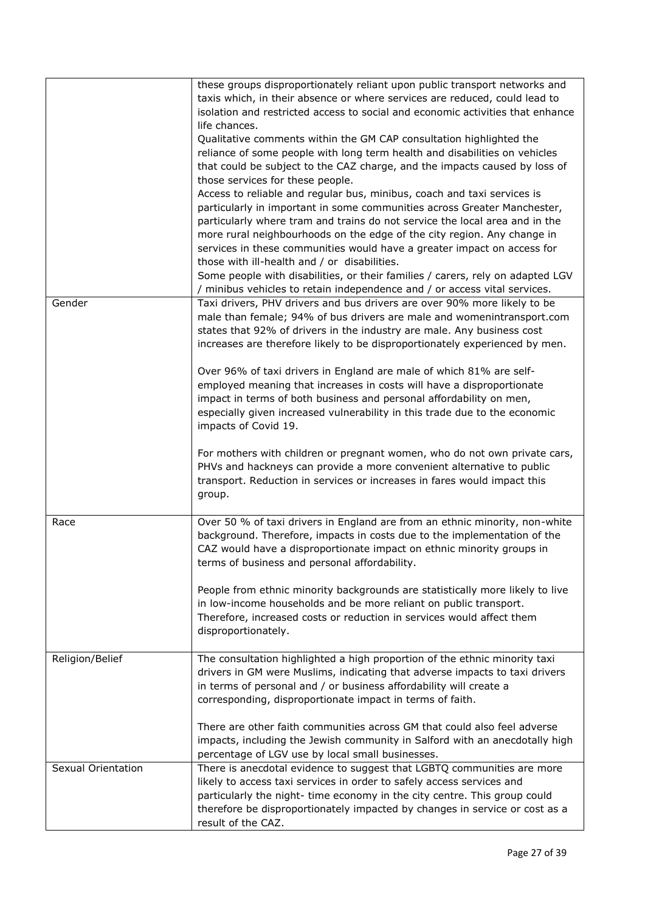| | |
|---|---|
| | these groups disproportionately reliant upon public transport networks and taxis which, in their absence or where services are reduced, could lead to isolation and restricted access to social and economic activities that enhance life chances.<br>Qualitative comments within the GM CAP consultation highlighted the reliance of some people with long term health and disabilities on vehicles that could be subject to the CAZ charge, and the impacts caused by loss of those services for these people.<br>Access to reliable and regular bus, minibus, coach and taxi services is particularly in important in some communities across Greater Manchester, particularly where tram and trains do not service the local area and in the more rural neighbourhoods on the edge of the city region. Any change in services in these communities would have a greater impact on access for those with ill-health and / or disabilities.<br>Some people with disabilities, or their families / carers, rely on adapted LGV / minibus vehicles to retain independence and / or access vital services. |
| Gender | Taxi drivers, PHV drivers and bus drivers are over 90% more likely to be male than female; 94% of bus drivers are male and womenintransport.com states that 92% of drivers in the industry are male. Any business cost increases are therefore likely to be disproportionately experienced by men.<br><br>Over 96% of taxi drivers in England are male of which 81% are self-employed meaning that increases in costs will have a disproportionate impact in terms of both business and personal affordability on men, especially given increased vulnerability in this trade due to the economic impacts of Covid 19.<br><br>For mothers with children or pregnant women, who do not own private cars, PHVs and hackneys can provide a more convenient alternative to public transport. Reduction in services or increases in fares would impact this group. |
| Race | Over 50 % of taxi drivers in England are from an ethnic minority, non-white background. Therefore, impacts in costs due to the implementation of the CAZ would have a disproportionate impact on ethnic minority groups in terms of business and personal affordability.<br><br>People from ethnic minority backgrounds are statistically more likely to live in low-income households and be more reliant on public transport. Therefore, increased costs or reduction in services would affect them disproportionately. |
| Religion/Belief | The consultation highlighted a high proportion of the ethnic minority taxi drivers in GM were Muslims, indicating that adverse impacts to taxi drivers in terms of personal and / or business affordability will create a corresponding, disproportionate impact in terms of faith.<br><br>There are other faith communities across GM that could also feel adverse impacts, including the Jewish community in Salford with an anecdotally high percentage of LGV use by local small businesses. |
| Sexual Orientation | There is anecdotal evidence to suggest that LGBTQ communities are more likely to access taxi services in order to safely access services and particularly the night- time economy in the city centre. This group could therefore be disproportionately impacted by changes in service or cost as a result of the CAZ. |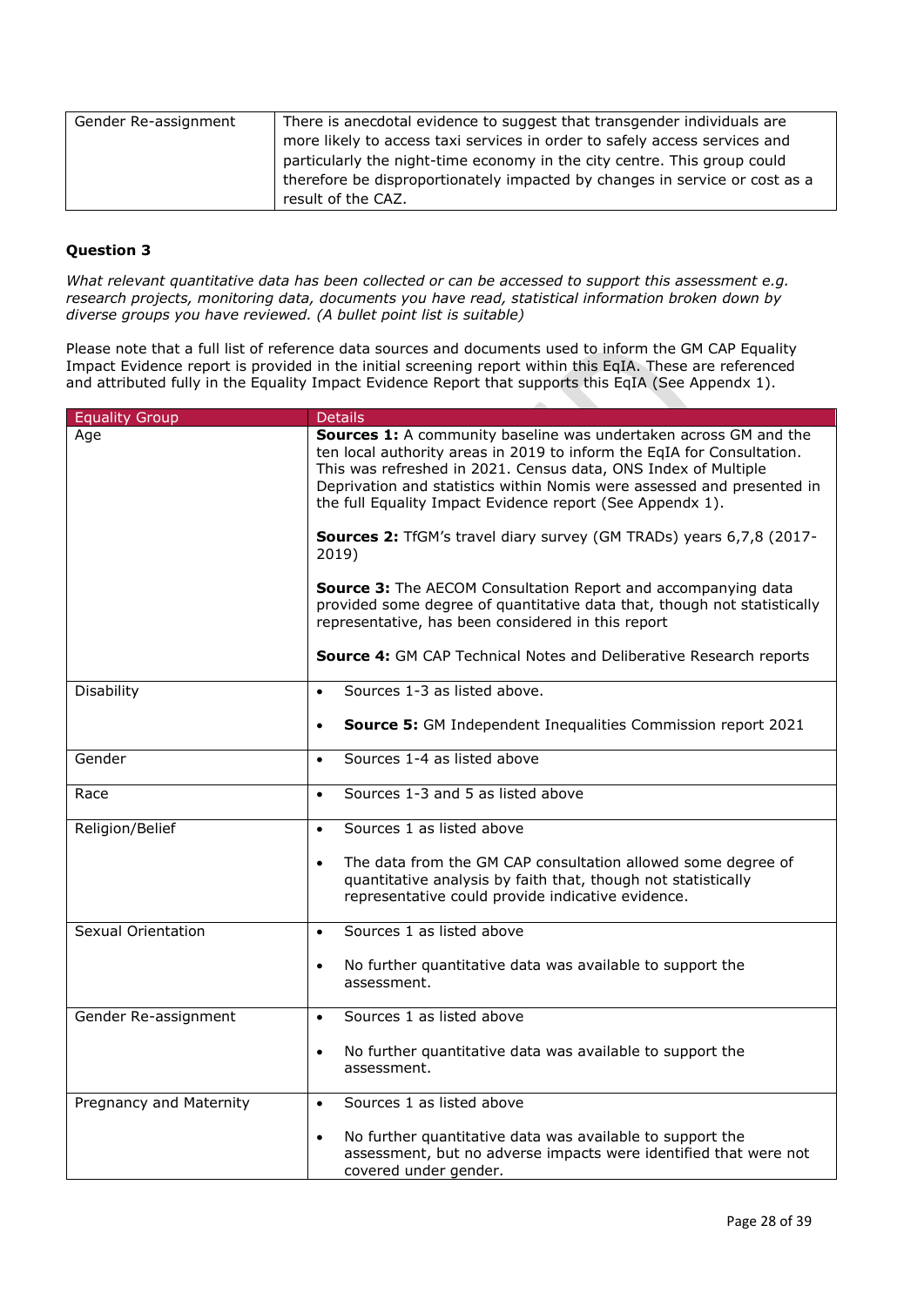| | |
|---|---|
| Gender Re-assignment | There is anecdotal evidence to suggest that transgender individuals are more likely to access taxi services in order to safely access services and particularly the night-time economy in the city centre. This group could therefore be disproportionately impacted by changes in service or cost as a result of the CAZ. |

**Question 3**

*What relevant quantitative data has been collected or can be accessed to support this assessment e.g. research projects, monitoring data, documents you have read, statistical information broken down by diverse groups you have reviewed. (A bullet point list is suitable)*

Please note that a full list of reference data sources and documents used to inform the GM CAP Equality Impact Evidence report is provided in the initial screening report within this EqIA. These are referenced and attributed fully in the Equality Impact Evidence Report that supports this EqIA (See Appendx 1).

| Equality Group | Details |
|---|---|
| Age | **Sources 1:** A community baseline was undertaken across GM and the ten local authority areas in 2019 to inform the EqIA for Consultation. This was refreshed in 2021. Census data, ONS Index of Multiple Deprivation and statistics within Nomis were assessed and presented in the full Equality Impact Evidence report (See Appendx 1).<br><br>**Sources 2:** TfGM's travel diary survey (GM TRADs) years 6,7,8 (2017-2019)<br><br>**Source 3:** The AECOM Consultation Report and accompanying data provided some degree of quantitative data that, though not statistically representative, has been considered in this report<br><br>**Source 4:** GM CAP Technical Notes and Deliberative Research reports |
| Disability | • Sources 1-3 as listed above.<br><br>• **Source 5:** GM Independent Inequalities Commission report 2021 |
| Gender | • Sources 1-4 as listed above |
| Race | • Sources 1-3 and 5 as listed above |
| Religion/Belief | • Sources 1 as listed above<br><br>• The data from the GM CAP consultation allowed some degree of quantitative analysis by faith that, though not statistically representative could provide indicative evidence. |
| Sexual Orientation | • Sources 1 as listed above<br><br>• No further quantitative data was available to support the assessment. |
| Gender Re-assignment | • Sources 1 as listed above<br><br>• No further quantitative data was available to support the assessment. |
| Pregnancy and Maternity | • Sources 1 as listed above<br><br>• No further quantitative data was available to support the assessment, but no adverse impacts were identified that were not covered under gender. |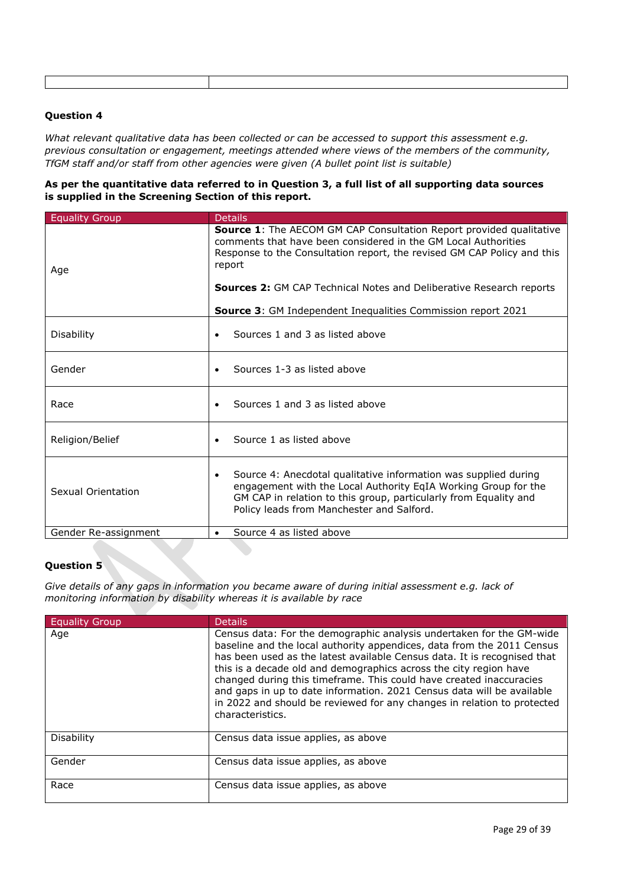| | |
|---|---|
| | |

### Question 4

*What relevant qualitative data has been collected or can be accessed to support this assessment e.g. previous consultation or engagement, meetings attended where views of the members of the community, TfGM staff and/or staff from other agencies were given (A bullet point list is suitable)*

**As per the quantitative data referred to in Question 3, a full list of all supporting data sources is supplied in the Screening Section of this report.**

| Equality Group | Details |
|---|---|
| Age | **Source 1**: The AECOM GM CAP Consultation Report provided qualitative comments that have been considered in the GM Local Authorities Response to the Consultation report, the revised GM CAP Policy and this report<br><br>**Sources 2:** GM CAP Technical Notes and Deliberative Research reports<br><br>**Source 3**: GM Independent Inequalities Commission report 2021 |
| Disability | • Sources 1 and 3 as listed above |
| Gender | • Sources 1-3 as listed above |
| Race | • Sources 1 and 3 as listed above |
| Religion/Belief | • Source 1 as listed above |
| Sexual Orientation | • Source 4: Anecdotal qualitative information was supplied during engagement with the Local Authority EqIA Working Group for the GM CAP in relation to this group, particularly from Equality and Policy leads from Manchester and Salford. |
| Gender Re-assignment | • Source 4 as listed above |

### Question 5

*Give details of any gaps in information you became aware of during initial assessment e.g. lack of monitoring information by disability whereas it is available by race*

| Equality Group | Details |
|---|---|
| Age | Census data: For the demographic analysis undertaken for the GM-wide baseline and the local authority appendices, data from the 2011 Census has been used as the latest available Census data. It is recognised that this is a decade old and demographics across the city region have changed during this timeframe. This could have created inaccuracies and gaps in up to date information. 2021 Census data will be available in 2022 and should be reviewed for any changes in relation to protected characteristics. |
| Disability | Census data issue applies, as above |
| Gender | Census data issue applies, as above |
| Race | Census data issue applies, as above |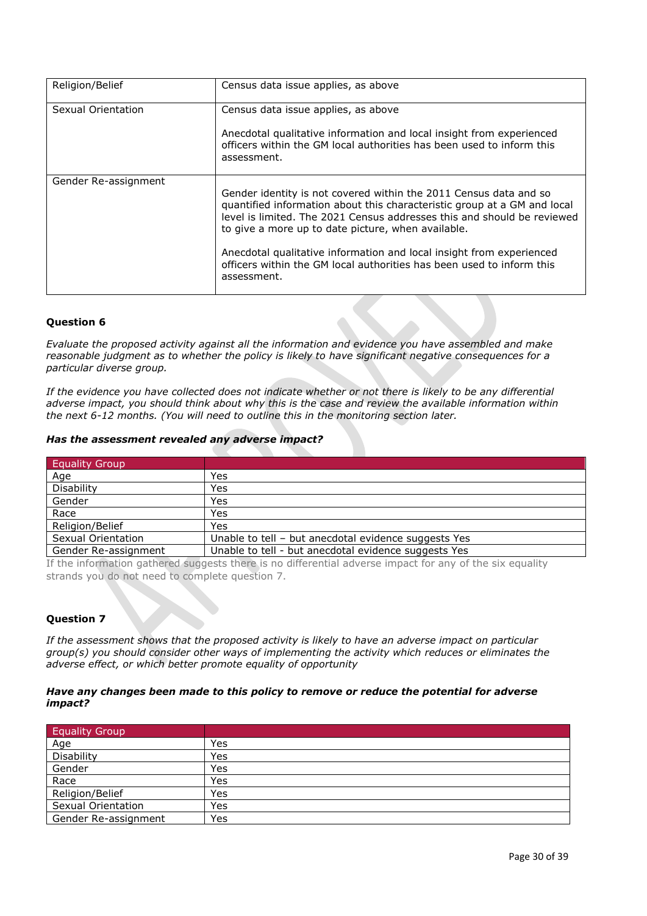| Religion/Belief | Census data issue applies, as above |
|---|---|
| Sexual Orientation | Census data issue applies, as above<br><br>Anecdotal qualitative information and local insight from experienced officers within the GM local authorities has been used to inform this assessment. |
| Gender Re-assignment | Gender identity is not covered within the 2011 Census data and so quantified information about this characteristic group at a GM and local level is limited. The 2021 Census addresses this and should be reviewed to give a more up to date picture, when available.<br><br>Anecdotal qualitative information and local insight from experienced officers within the GM local authorities has been used to inform this assessment. |

**Question 6**

*Evaluate the proposed activity against all the information and evidence you have assembled and make reasonable judgment as to whether the policy is likely to have significant negative consequences for a particular diverse group.*

*If the evidence you have collected does not indicate whether or not there is likely to be any differential adverse impact, you should think about why this is the case and review the available information within the next 6-12 months. (You will need to outline this in the monitoring section later.*

***Has the assessment revealed any adverse impact?***

| Equality Group | |
|---|---|
| Age | Yes |
| Disability | Yes |
| Gender | Yes |
| Race | Yes |
| Religion/Belief | Yes |
| Sexual Orientation | Unable to tell – but anecdotal evidence suggests Yes |
| Gender Re-assignment | Unable to tell - but anecdotal evidence suggests Yes |

If the information gathered suggests there is no differential adverse impact for any of the six equality strands you do not need to complete question 7.

**Question 7**

*If the assessment shows that the proposed activity is likely to have an adverse impact on particular group(s) you should consider other ways of implementing the activity which reduces or eliminates the adverse effect, or which better promote equality of opportunity*

***Have any changes been made to this policy to remove or reduce the potential for adverse impact?***

| Equality Group | |
|---|---|
| Age | Yes |
| Disability | Yes |
| Gender | Yes |
| Race | Yes |
| Religion/Belief | Yes |
| Sexual Orientation | Yes |
| Gender Re-assignment | Yes |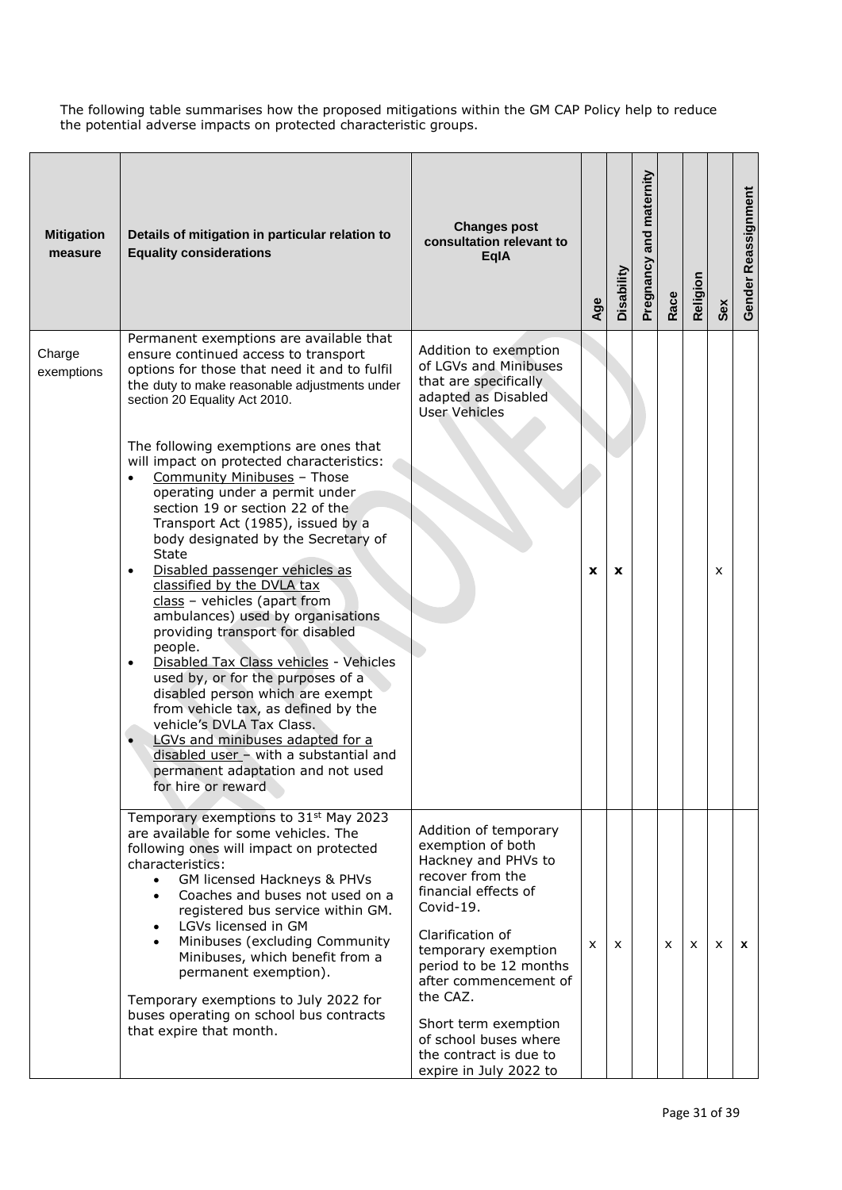The following table summarises how the proposed mitigations within the GM CAP Policy help to reduce the potential adverse impacts on protected characteristic groups.

| Mitigation measure | Details of mitigation in particular relation to Equality considerations | Changes post consultation relevant to EqIA | Age | Disability | Pregnancy and maternity | Race | Religion | Sex | Gender Reassignment |
|---|---|---|---|---|---|---|---|---|---|
| Charge exemptions | Permanent exemptions are available that ensure continued access to transport options for those that need it and to fulfil the duty to make reasonable adjustments under section 20 Equality Act 2010.<br><br>The following exemptions are ones that will impact on protected characteristics:<br>• Community Minibuses – Those operating under a permit under section 19 or section 22 of the Transport Act (1985), issued by a body designated by the Secretary of State<br>• Disabled passenger vehicles as classified by the DVLA tax class – vehicles (apart from ambulances) used by organisations providing transport for disabled people.<br>• Disabled Tax Class vehicles - Vehicles used by, or for the purposes of a disabled person which are exempt from vehicle tax, as defined by the vehicle's DVLA Tax Class.<br>• LGVs and minibuses adapted for a disabled user – with a substantial and permanent adaptation and not used for hire or reward | Addition to exemption of LGVs and Minibuses that are specifically adapted as Disabled User Vehicles | **x** | **x** | | | | x | |
| | Temporary exemptions to 31st May 2023 are available for some vehicles. The following ones will impact on protected characteristics:<br>• GM licensed Hackneys & PHVs<br>• Coaches and buses not used on a registered bus service within GM.<br>• LGVs licensed in GM<br>• Minibuses (excluding Community Minibuses, which benefit from a permanent exemption).<br><br>Temporary exemptions to July 2022 for buses operating on school bus contracts that expire that month. | Addition of temporary exemption of both Hackney and PHVs to recover from the financial effects of Covid-19.<br><br>Clarification of temporary exemption period to be 12 months after commencement of the CAZ.<br><br>Short term exemption of school buses where the contract is due to expire in July 2022 to | x | x | | x | x | x | **x** |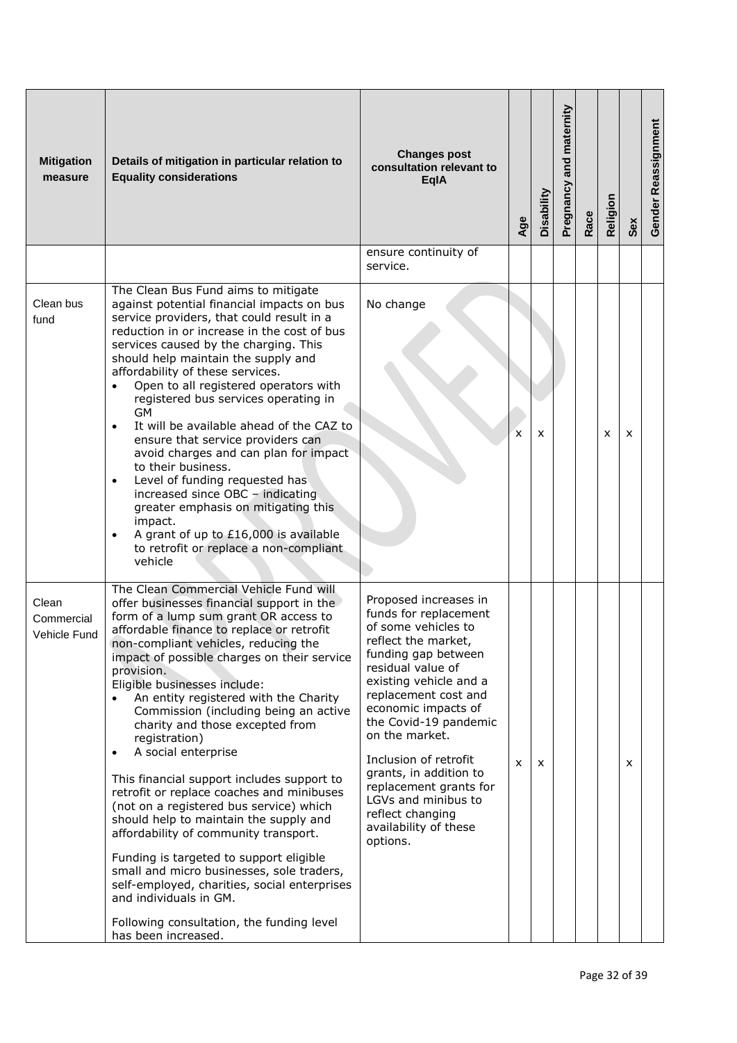| Mitigation measure | Details of mitigation in particular relation to Equality considerations | Changes post consultation relevant to EqIA | Age | Disability | Pregnancy and maternity | Race | Religion | Sex | Gender Reassignment |
|---|---|---|---|---|---|---|---|---|---|
| | | ensure continuity of service. | | | | | | | |
| Clean bus fund | The Clean Bus Fund aims to mitigate against potential financial impacts on bus service providers, that could result in a reduction in or increase in the cost of bus services caused by the charging. This should help maintain the supply and affordability of these services.<br>• Open to all registered operators with registered bus services operating in GM<br>• It will be available ahead of the CAZ to ensure that service providers can avoid charges and can plan for impact to their business.<br>• Level of funding requested has increased since OBC – indicating greater emphasis on mitigating this impact.<br>• A grant of up to £16,000 is available to retrofit or replace a non-compliant vehicle | No change | x | x | | | x | x | |
| Clean Commercial Vehicle Fund | The Clean Commercial Vehicle Fund will offer businesses financial support in the form of a lump sum grant OR access to affordable finance to replace or retrofit non-compliant vehicles, reducing the impact of possible charges on their service provision.<br>Eligible businesses include:<br>• An entity registered with the Charity Commission (including being an active charity and those excepted from registration)<br>• A social enterprise<br><br>This financial support includes support to retrofit or replace coaches and minibuses (not on a registered bus service) which should help to maintain the supply and affordability of community transport.<br><br>Funding is targeted to support eligible small and micro businesses, sole traders, self-employed, charities, social enterprises and individuals in GM.<br><br>Following consultation, the funding level has been increased. | Proposed increases in funds for replacement of some vehicles to reflect the market, funding gap between residual value of existing vehicle and a replacement cost and economic impacts of the Covid-19 pandemic on the market.<br><br>Inclusion of retrofit grants, in addition to replacement grants for LGVs and minibus to reflect changing availability of these options. | x | x | | | | x | |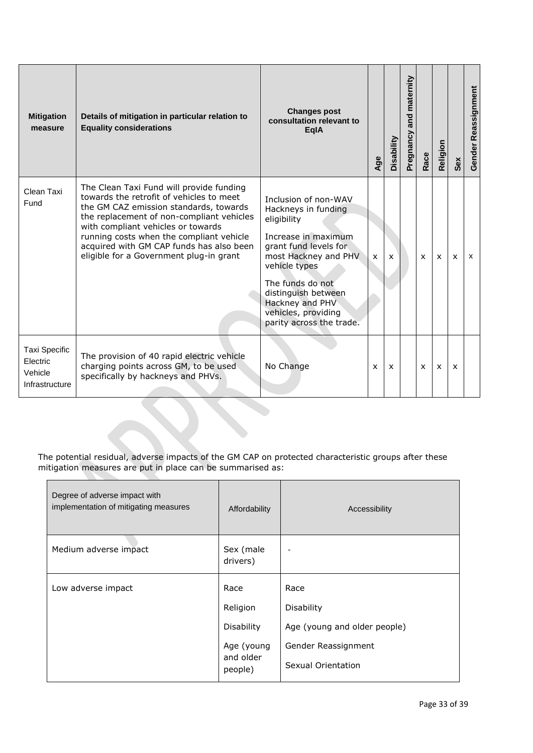| Mitigation measure | Details of mitigation in particular relation to Equality considerations | Changes post consultation relevant to EqIA | Age | Disability | Pregnancy and maternity | Race | Religion | Sex | Gender Reassignment |
|---|---|---|---|---|---|---|---|---|---|
| Clean Taxi Fund | The Clean Taxi Fund will provide funding towards the retrofit of vehicles to meet the GM CAZ emission standards, towards the replacement of non-compliant vehicles with compliant vehicles or towards running costs when the compliant vehicle acquired with GM CAP funds has also been eligible for a Government plug-in grant | Inclusion of non-WAV Hackneys in funding eligibility<br><br>Increase in maximum grant fund levels for most Hackney and PHV vehicle types<br><br>The funds do not distinguish between Hackney and PHV vehicles, providing parity across the trade. | x | x | | x | x | x | x |
| Taxi Specific Electric Vehicle Infrastructure | The provision of 40 rapid electric vehicle charging points across GM, to be used specifically by hackneys and PHVs. | No Change | x | x | | x | x | x | |

The potential residual, adverse impacts of the GM CAP on protected characteristic groups after these mitigation measures are put in place can be summarised as:

| Degree of adverse impact with implementation of mitigating measures | Affordability | Accessibility |
|---|---|---|
| Medium adverse impact | Sex (male drivers) | - |
| Low adverse impact | Race<br>Religion<br>Disability<br>Age (young and older people) | Race<br>Disability<br>Age (young and older people)<br>Gender Reassignment<br>Sexual Orientation |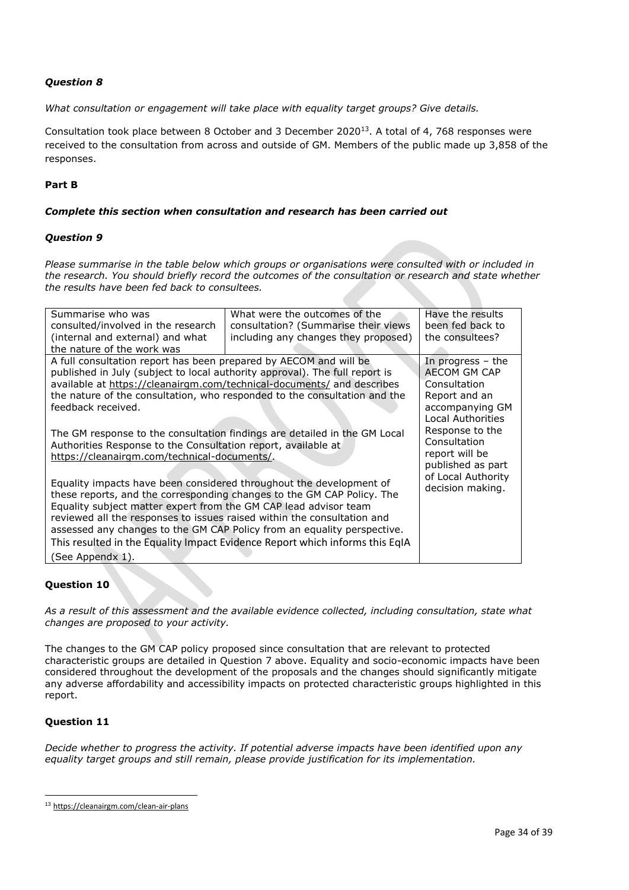### *Question 8*

*What consultation or engagement will take place with equality target groups? Give details.*

Consultation took place between 8 October and 3 December 2020[13]. A total of 4, 768 responses were received to the consultation from across and outside of GM. Members of the public made up 3,858 of the responses.

**Part B**

***Complete this section when consultation and research has been carried out***

### *Question 9*

*Please summarise in the table below which groups or organisations were consulted with or included in the research. You should briefly record the outcomes of the consultation or research and state whether the results have been fed back to consultees.*

| Summarise who was consulted/involved in the research (internal and external) and what the nature of the work was | What were the outcomes of the consultation? (Summarise their views including any changes they proposed) | Have the results been fed back to the consultees? |
|---|---|---|
| A full consultation report has been prepared by AECOM and will be published in July (subject to local authority approval). The full report is available at https://cleanairgm.com/technical-documents/ and describes the nature of the consultation, who responded to the consultation and the feedback received.<br><br>The GM response to the consultation findings are detailed in the GM Local Authorities Response to the Consultation report, available at https://cleanairgm.com/technical-documents/.<br><br>Equality impacts have been considered throughout the development of these reports, and the corresponding changes to the GM CAP Policy. The Equality subject matter expert from the GM CAP lead advisor team reviewed all the responses to issues raised within the consultation and assessed any changes to the GM CAP Policy from an equality perspective. This resulted in the Equality Impact Evidence Report which informs this EqIA (See Appendx 1). | | In progress – the AECOM GM CAP Consultation Report and an accompanying GM Local Authorities Response to the Consultation report will be published as part of Local Authority decision making. |

### Question 10

*As a result of this assessment and the available evidence collected, including consultation, state what changes are proposed to your activity.*

The changes to the GM CAP policy proposed since consultation that are relevant to protected characteristic groups are detailed in Question 7 above. Equality and socio-economic impacts have been considered throughout the development of the proposals and the changes should significantly mitigate any adverse affordability and accessibility impacts on protected characteristic groups highlighted in this report.

### Question 11

*Decide whether to progress the activity. If potential adverse impacts have been identified upon any equality target groups and still remain, please provide justification for its implementation.*

---

[13] https://cleanairgm.com/clean-air-plans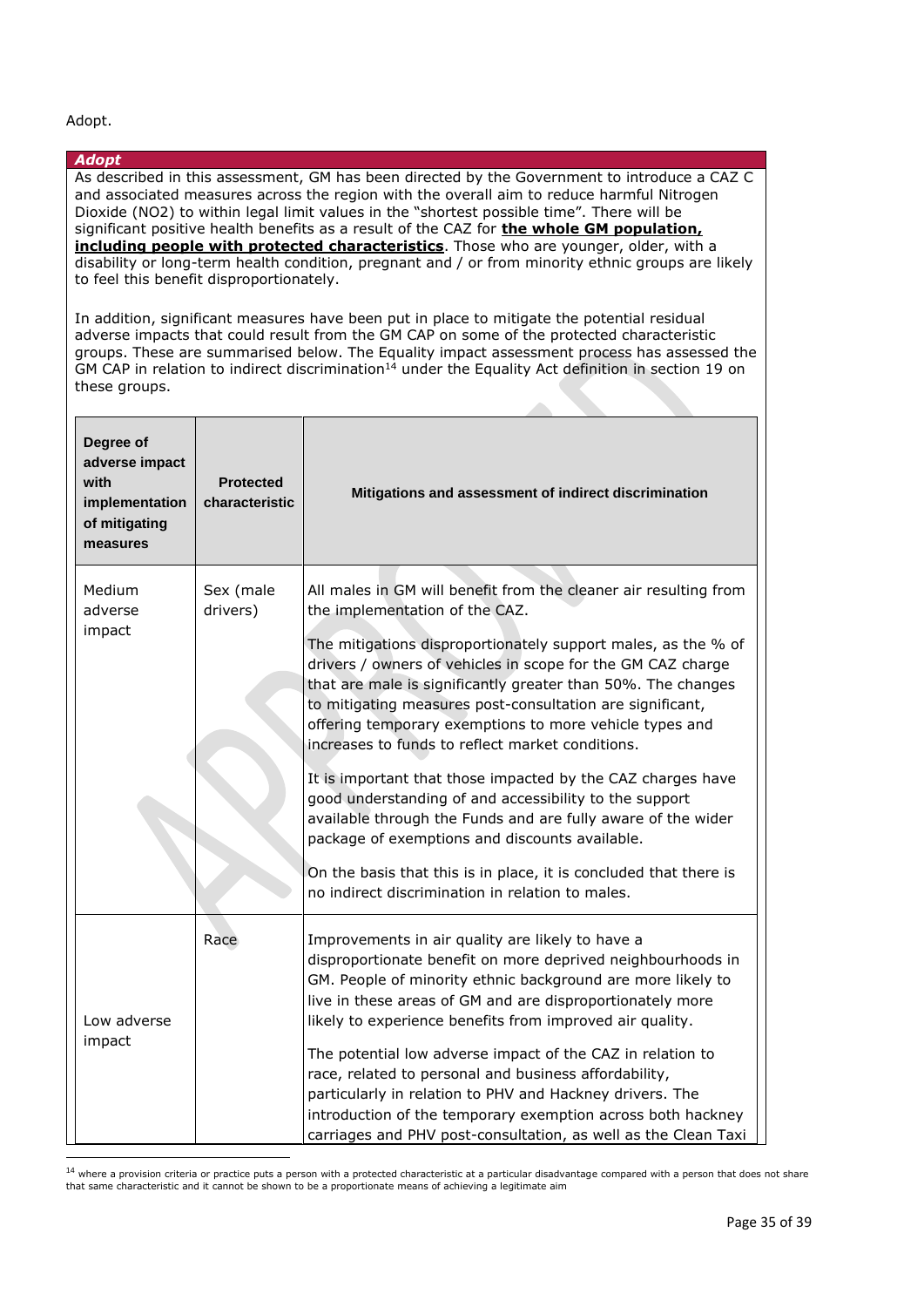Adopt.

***Adopt***

As described in this assessment, GM has been directed by the Government to introduce a CAZ C and associated measures across the region with the overall aim to reduce harmful Nitrogen Dioxide ($NO_2$) to within legal limit values in the "shortest possible time". There will be significant positive health benefits as a result of the CAZ for **the whole GM population, including people with protected characteristics**. Those who are younger, older, with a disability or long-term health condition, pregnant and / or from minority ethnic groups are likely to feel this benefit disproportionately.

In addition, significant measures have been put in place to mitigate the potential residual adverse impacts that could result from the GM CAP on some of the protected characteristic groups. These are summarised below. The Equality impact assessment process has assessed the GM CAP in relation to indirect discrimination[14] under the Equality Act definition in section 19 on these groups.

| Degree of adverse impact with implementation of mitigating measures | Protected characteristic | Mitigations and assessment of indirect discrimination |
|---|---|---|
| Medium adverse impact | Sex (male drivers) | All males in GM will benefit from the cleaner air resulting from the implementation of the CAZ.<br><br>The mitigations disproportionately support males, as the % of drivers / owners of vehicles in scope for the GM CAZ charge that are male is significantly greater than 50%. The changes to mitigating measures post-consultation are significant, offering temporary exemptions to more vehicle types and increases to funds to reflect market conditions.<br><br>It is important that those impacted by the CAZ charges have good understanding of and accessibility to the support available through the Funds and are fully aware of the wider package of exemptions and discounts available.<br><br>On the basis that this is in place, it is concluded that there is no indirect discrimination in relation to males. |
| Low adverse impact | Race | Improvements in air quality are likely to have a disproportionate benefit on more deprived neighbourhoods in GM. People of minority ethnic background are more likely to live in these areas of GM and are disproportionately more likely to experience benefits from improved air quality.<br><br>The potential low adverse impact of the CAZ in relation to race, related to personal and business affordability, particularly in relation to PHV and Hackney drivers. The introduction of the temporary exemption across both hackney carriages and PHV post-consultation, as well as the Clean Taxi |

[14] where a provision criteria or practice puts a person with a protected characteristic at a particular disadvantage compared with a person that does not share that same characteristic and it cannot be shown to be a proportionate means of achieving a legitimate aim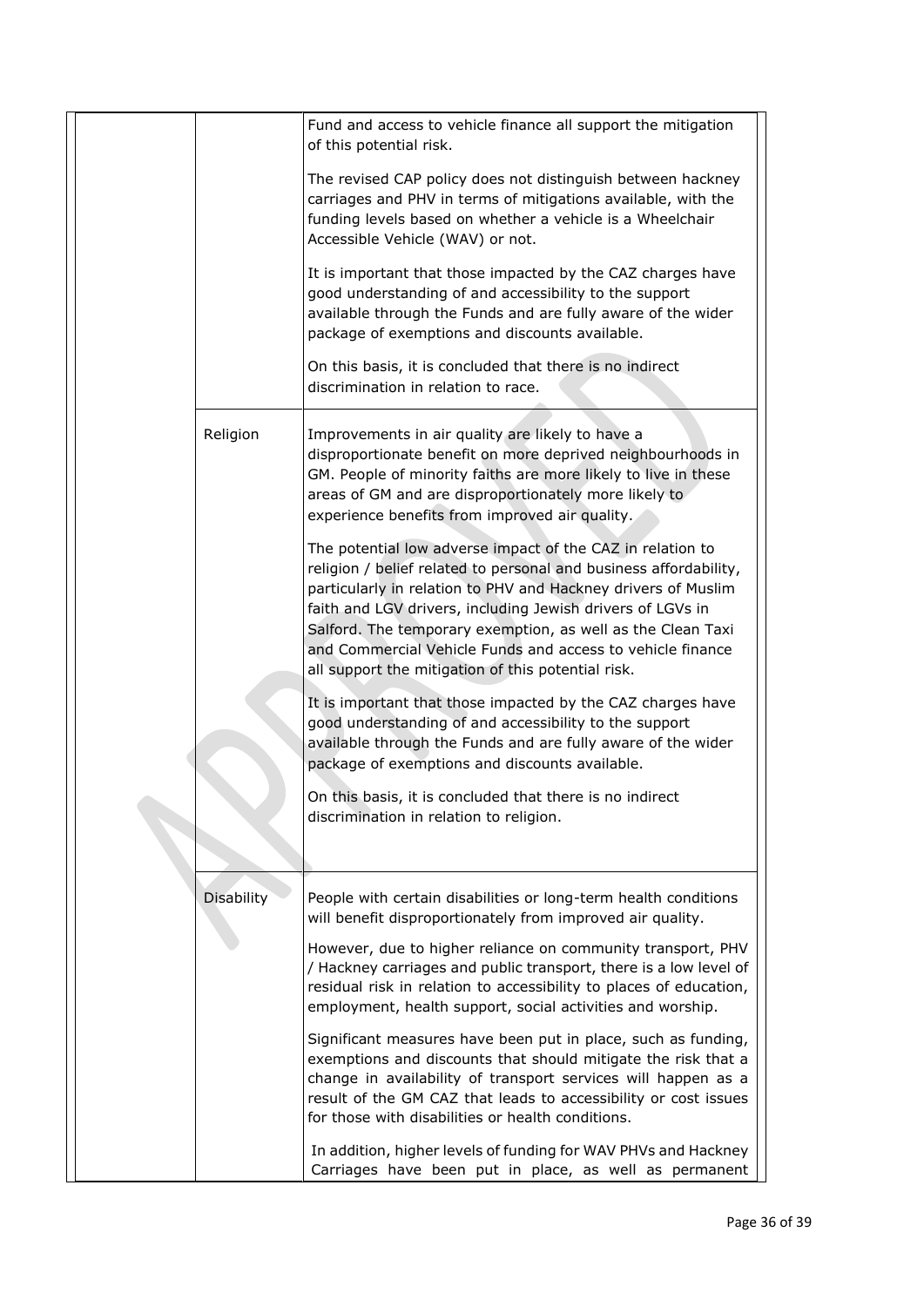| | | |
|---|---|---|
| | | Fund and access to vehicle finance all support the mitigation of this potential risk.<br><br>The revised CAP policy does not distinguish between hackney carriages and PHV in terms of mitigations available, with the funding levels based on whether a vehicle is a Wheelchair Accessible Vehicle (WAV) or not.<br><br>It is important that those impacted by the CAZ charges have good understanding of and accessibility to the support available through the Funds and are fully aware of the wider package of exemptions and discounts available.<br><br>On this basis, it is concluded that there is no indirect discrimination in relation to race. |
| | Religion | Improvements in air quality are likely to have a disproportionate benefit on more deprived neighbourhoods in GM. People of minority faiths are more likely to live in these areas of GM and are disproportionately more likely to experience benefits from improved air quality.<br><br>The potential low adverse impact of the CAZ in relation to religion / belief related to personal and business affordability, particularly in relation to PHV and Hackney drivers of Muslim faith and LGV drivers, including Jewish drivers of LGVs in Salford. The temporary exemption, as well as the Clean Taxi and Commercial Vehicle Funds and access to vehicle finance all support the mitigation of this potential risk.<br><br>It is important that those impacted by the CAZ charges have good understanding of and accessibility to the support available through the Funds and are fully aware of the wider package of exemptions and discounts available.<br><br>On this basis, it is concluded that there is no indirect discrimination in relation to religion. |
| | Disability | People with certain disabilities or long-term health conditions will benefit disproportionately from improved air quality.<br><br>However, due to higher reliance on community transport, PHV / Hackney carriages and public transport, there is a low level of residual risk in relation to accessibility to places of education, employment, health support, social activities and worship.<br><br>Significant measures have been put in place, such as funding, exemptions and discounts that should mitigate the risk that a change in availability of transport services will happen as a result of the GM CAZ that leads to accessibility or cost issues for those with disabilities or health conditions.<br><br>In addition, higher levels of funding for WAV PHVs and Hackney Carriages have been put in place, as well as permanent |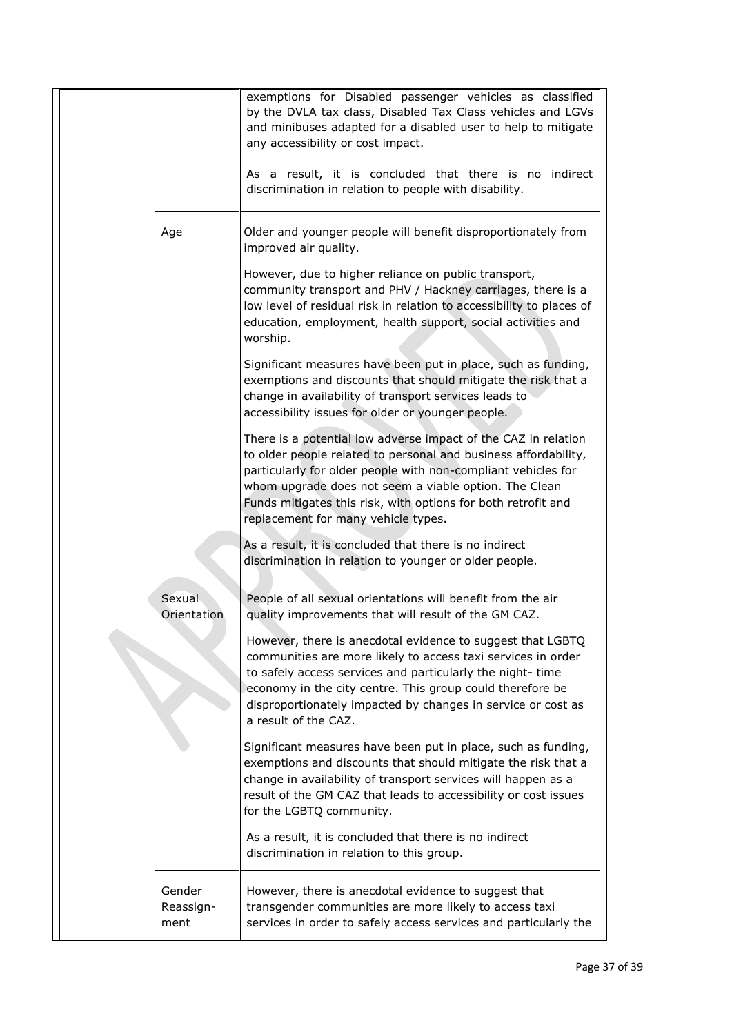| | | |
|---|---|---|
| | | exemptions for Disabled passenger vehicles as classified by the DVLA tax class, Disabled Tax Class vehicles and LGVs and minibuses adapted for a disabled user to help to mitigate any accessibility or cost impact.<br><br>As a result, it is concluded that there is no indirect discrimination in relation to people with disability. |
| | Age | Older and younger people will benefit disproportionately from improved air quality.<br><br>However, due to higher reliance on public transport, community transport and PHV / Hackney carriages, there is a low level of residual risk in relation to accessibility to places of education, employment, health support, social activities and worship.<br><br>Significant measures have been put in place, such as funding, exemptions and discounts that should mitigate the risk that a change in availability of transport services leads to accessibility issues for older or younger people.<br><br>There is a potential low adverse impact of the CAZ in relation to older people related to personal and business affordability, particularly for older people with non-compliant vehicles for whom upgrade does not seem a viable option. The Clean Funds mitigates this risk, with options for both retrofit and replacement for many vehicle types.<br><br>As a result, it is concluded that there is no indirect discrimination in relation to younger or older people. |
| | Sexual Orientation | People of all sexual orientations will benefit from the air quality improvements that will result of the GM CAZ.<br><br>However, there is anecdotal evidence to suggest that LGBTQ communities are more likely to access taxi services in order to safely access services and particularly the night- time economy in the city centre. This group could therefore be disproportionately impacted by changes in service or cost as a result of the CAZ.<br><br>Significant measures have been put in place, such as funding, exemptions and discounts that should mitigate the risk that a change in availability of transport services will happen as a result of the GM CAZ that leads to accessibility or cost issues for the LGBTQ community.<br><br>As a result, it is concluded that there is no indirect discrimination in relation to this group. |
| | Gender Reassign-ment | However, there is anecdotal evidence to suggest that transgender communities are more likely to access taxi services in order to safely access services and particularly the |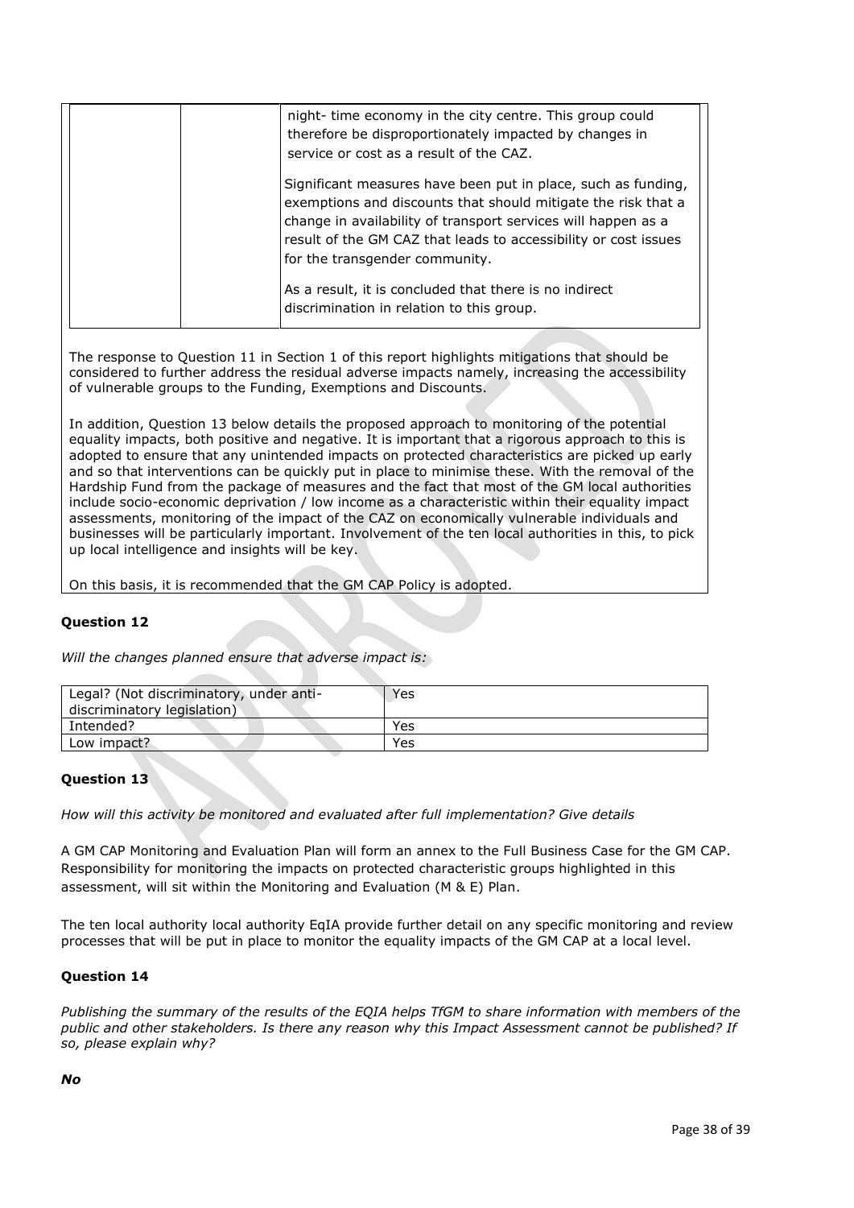| | | night- time economy in the city centre. This group could therefore be disproportionately impacted by changes in service or cost as a result of the CAZ.<br><br>Significant measures have been put in place, such as funding, exemptions and discounts that should mitigate the risk that a change in availability of transport services will happen as a result of the GM CAZ that leads to accessibility or cost issues for the transgender community.<br><br>As a result, it is concluded that there is no indirect discrimination in relation to this group. |
|---|---|---|

The response to Question 11 in Section 1 of this report highlights mitigations that should be considered to further address the residual adverse impacts namely, increasing the accessibility of vulnerable groups to the Funding, Exemptions and Discounts.

In addition, Question 13 below details the proposed approach to monitoring of the potential equality impacts, both positive and negative. It is important that a rigorous approach to this is adopted to ensure that any unintended impacts on protected characteristics are picked up early and so that interventions can be quickly put in place to minimise these. With the removal of the Hardship Fund from the package of measures and the fact that most of the GM local authorities include socio-economic deprivation / low income as a characteristic within their equality impact assessments, monitoring of the impact of the CAZ on economically vulnerable individuals and businesses will be particularly important. Involvement of the ten local authorities in this, to pick up local intelligence and insights will be key.

On this basis, it is recommended that the GM CAP Policy is adopted.

### Question 12

*Will the changes planned ensure that adverse impact is:*

| Legal? (Not discriminatory, under anti-discriminatory legislation) | Yes |
|---|---|
| Intended? | Yes |
| Low impact? | Yes |

### Question 13

*How will this activity be monitored and evaluated after full implementation? Give details*

A GM CAP Monitoring and Evaluation Plan will form an annex to the Full Business Case for the GM CAP. Responsibility for monitoring the impacts on protected characteristic groups highlighted in this assessment, will sit within the Monitoring and Evaluation (M & E) Plan.

The ten local authority local authority EqIA provide further detail on any specific monitoring and review processes that will be put in place to monitor the equality impacts of the GM CAP at a local level.

### Question 14

*Publishing the summary of the results of the EQIA helps TfGM to share information with members of the public and other stakeholders. Is there any reason why this Impact Assessment cannot be published? If so, please explain why?*

***No***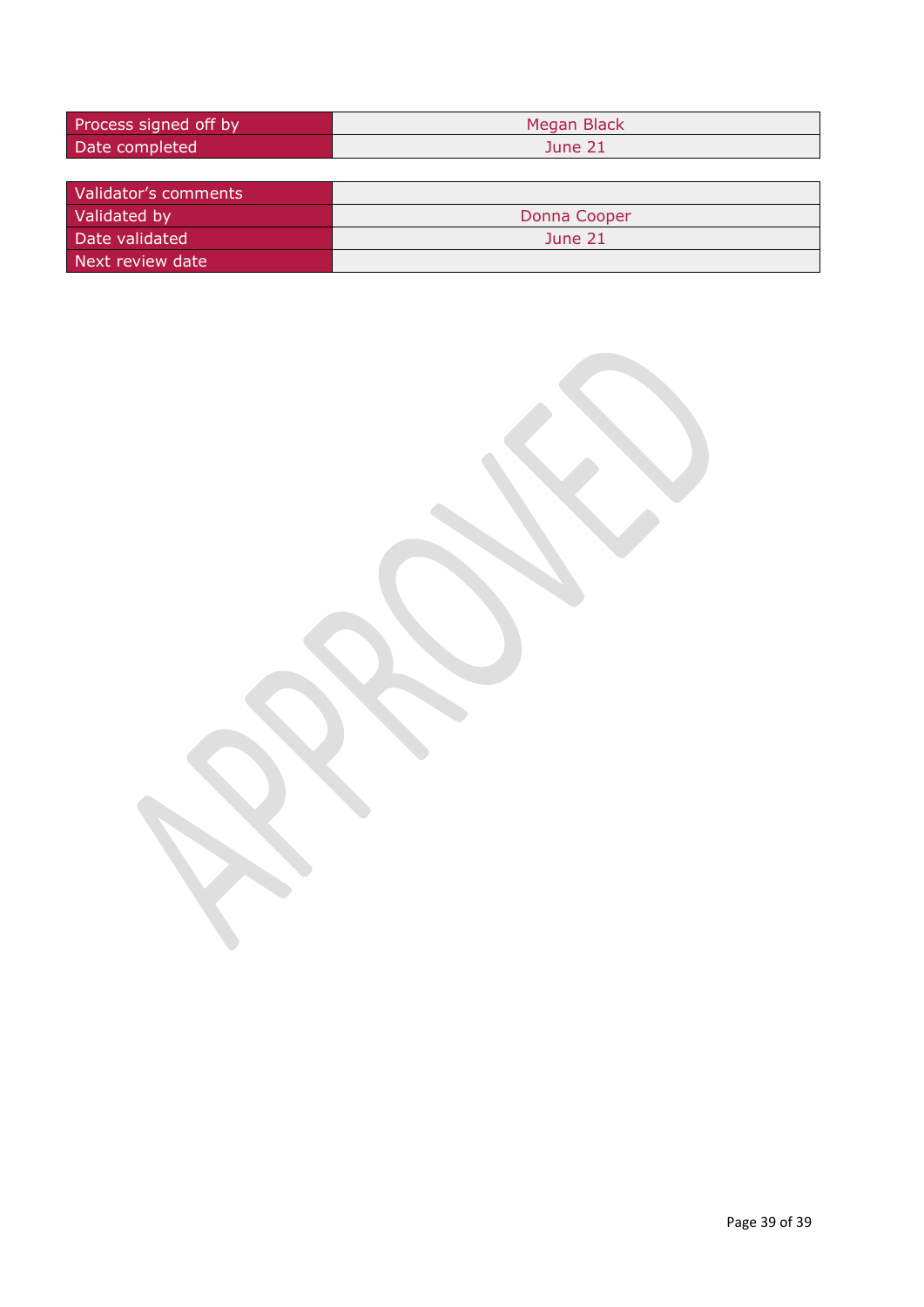| | |
|---|---|
| Process signed off by | Megan Black |
| Date completed | June 21 |

| | |
|---|---|
| Validator's comments | |
| Validated by | Donna Cooper |
| Date validated | June 21 |
| Next review date | |

APPROVED